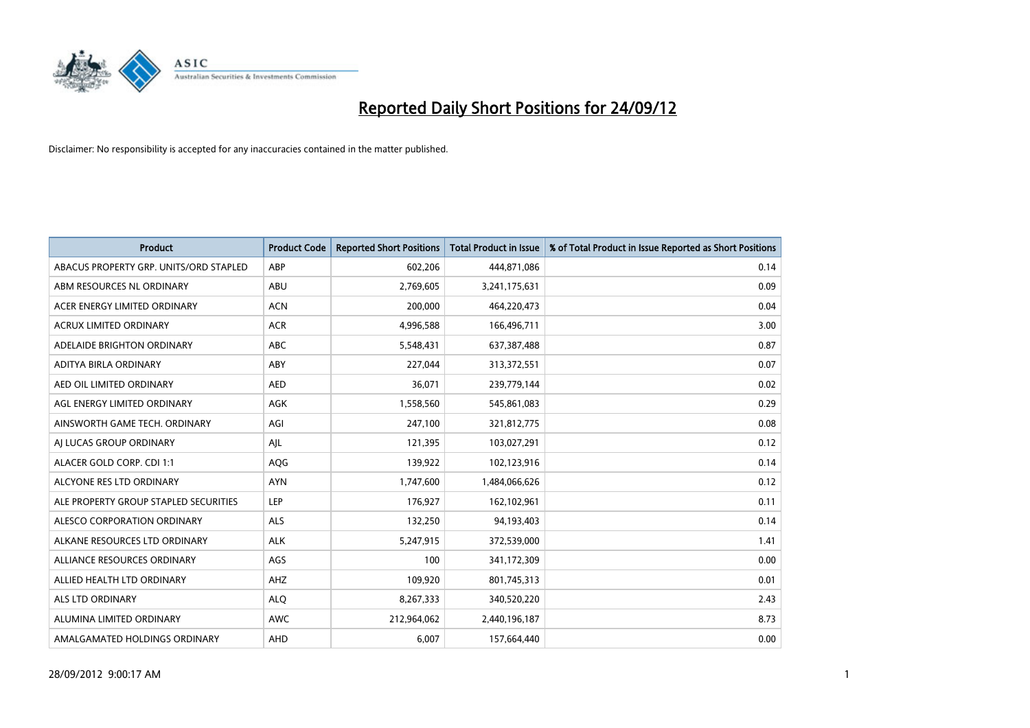# Reported Daily Short Positions for 24/09/12

Disclaimer: No responsibility is accepted for any inaccuracies contained in the matter published.

| Product | Product Code | Reported Short Positions | Total Product in Issue | % of Total Product in Issue Reported as Short Positions |
|---|---|---|---|---|
| ABACUS PROPERTY GRP. UNITS/ORD STAPLED | ABP | 602,206 | 444,871,086 | 0.14 |
| ABM RESOURCES NL ORDINARY | ABU | 2,769,605 | 3,241,175,631 | 0.09 |
| ACER ENERGY LIMITED ORDINARY | ACN | 200,000 | 464,220,473 | 0.04 |
| ACRUX LIMITED ORDINARY | ACR | 4,996,588 | 166,496,711 | 3.00 |
| ADELAIDE BRIGHTON ORDINARY | ABC | 5,548,431 | 637,387,488 | 0.87 |
| ADITYA BIRLA ORDINARY | ABY | 227,044 | 313,372,551 | 0.07 |
| AED OIL LIMITED ORDINARY | AED | 36,071 | 239,779,144 | 0.02 |
| AGL ENERGY LIMITED ORDINARY | AGK | 1,558,560 | 545,861,083 | 0.29 |
| AINSWORTH GAME TECH. ORDINARY | AGI | 247,100 | 321,812,775 | 0.08 |
| AJ LUCAS GROUP ORDINARY | AJL | 121,395 | 103,027,291 | 0.12 |
| ALACER GOLD CORP. CDI 1:1 | AQG | 139,922 | 102,123,916 | 0.14 |
| ALCYONE RES LTD ORDINARY | AYN | 1,747,600 | 1,484,066,626 | 0.12 |
| ALE PROPERTY GROUP STAPLED SECURITIES | LEP | 176,927 | 162,102,961 | 0.11 |
| ALESCO CORPORATION ORDINARY | ALS | 132,250 | 94,193,403 | 0.14 |
| ALKANE RESOURCES LTD ORDINARY | ALK | 5,247,915 | 372,539,000 | 1.41 |
| ALLIANCE RESOURCES ORDINARY | AGS | 100 | 341,172,309 | 0.00 |
| ALLIED HEALTH LTD ORDINARY | AHZ | 109,920 | 801,745,313 | 0.01 |
| ALS LTD ORDINARY | ALQ | 8,267,333 | 340,520,220 | 2.43 |
| ALUMINA LIMITED ORDINARY | AWC | 212,964,062 | 2,440,196,187 | 8.73 |
| AMALGAMATED HOLDINGS ORDINARY | AHD | 6,007 | 157,664,440 | 0.00 |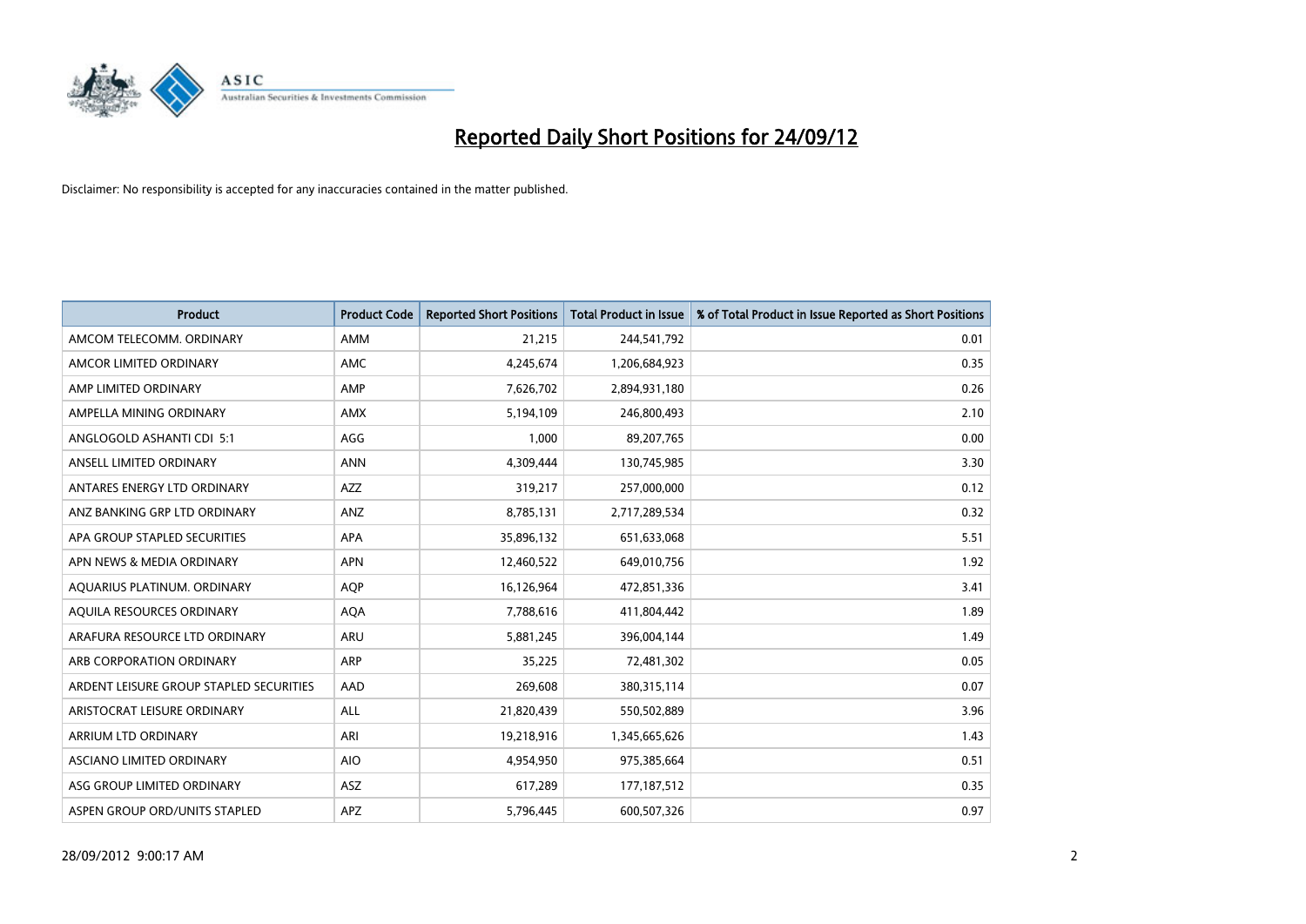# Reported Daily Short Positions for 24/09/12

Disclaimer: No responsibility is accepted for any inaccuracies contained in the matter published.

| Product | Product Code | Reported Short Positions | Total Product in Issue | % of Total Product in Issue Reported as Short Positions |
|---|---|---|---|---|
| AMCOM TELECOMM. ORDINARY | AMM | 21,215 | 244,541,792 | 0.01 |
| AMCOR LIMITED ORDINARY | AMC | 4,245,674 | 1,206,684,923 | 0.35 |
| AMP LIMITED ORDINARY | AMP | 7,626,702 | 2,894,931,180 | 0.26 |
| AMPELLA MINING ORDINARY | AMX | 5,194,109 | 246,800,493 | 2.10 |
| ANGLOGOLD ASHANTI CDI 5:1 | AGG | 1,000 | 89,207,765 | 0.00 |
| ANSELL LIMITED ORDINARY | ANN | 4,309,444 | 130,745,985 | 3.30 |
| ANTARES ENERGY LTD ORDINARY | AZZ | 319,217 | 257,000,000 | 0.12 |
| ANZ BANKING GRP LTD ORDINARY | ANZ | 8,785,131 | 2,717,289,534 | 0.32 |
| APA GROUP STAPLED SECURITIES | APA | 35,896,132 | 651,633,068 | 5.51 |
| APN NEWS & MEDIA ORDINARY | APN | 12,460,522 | 649,010,756 | 1.92 |
| AQUARIUS PLATINUM. ORDINARY | AQP | 16,126,964 | 472,851,336 | 3.41 |
| AQUILA RESOURCES ORDINARY | AQA | 7,788,616 | 411,804,442 | 1.89 |
| ARAFURA RESOURCE LTD ORDINARY | ARU | 5,881,245 | 396,004,144 | 1.49 |
| ARB CORPORATION ORDINARY | ARP | 35,225 | 72,481,302 | 0.05 |
| ARDENT LEISURE GROUP STAPLED SECURITIES | AAD | 269,608 | 380,315,114 | 0.07 |
| ARISTOCRAT LEISURE ORDINARY | ALL | 21,820,439 | 550,502,889 | 3.96 |
| ARRIUM LTD ORDINARY | ARI | 19,218,916 | 1,345,665,626 | 1.43 |
| ASCIANO LIMITED ORDINARY | AIO | 4,954,950 | 975,385,664 | 0.51 |
| ASG GROUP LIMITED ORDINARY | ASZ | 617,289 | 177,187,512 | 0.35 |
| ASPEN GROUP ORD/UNITS STAPLED | APZ | 5,796,445 | 600,507,326 | 0.97 |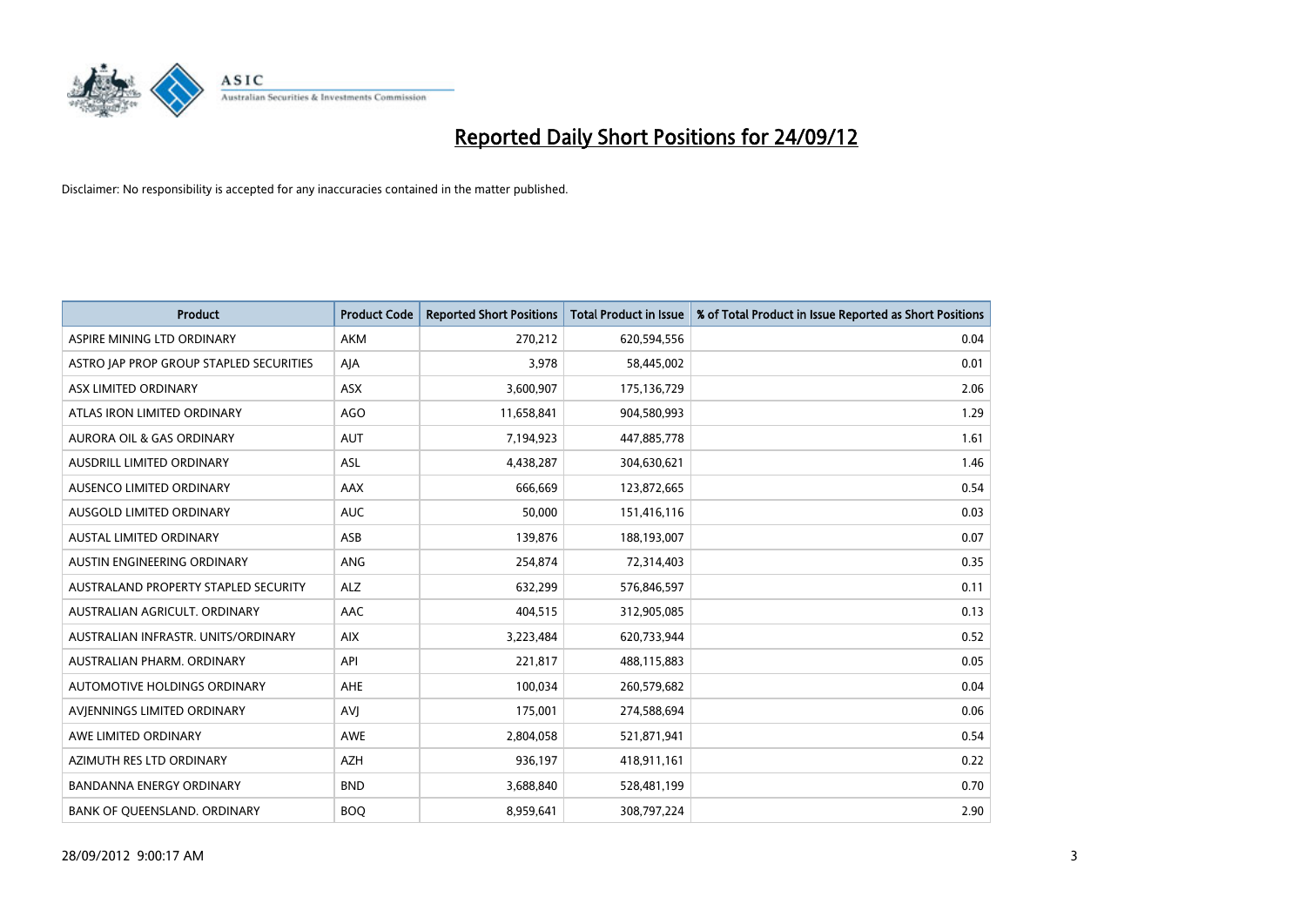# Reported Daily Short Positions for 24/09/12

Disclaimer: No responsibility is accepted for any inaccuracies contained in the matter published.

| Product | Product Code | Reported Short Positions | Total Product in Issue | % of Total Product in Issue Reported as Short Positions |
|---|---|---|---|---|
| ASPIRE MINING LTD ORDINARY | AKM | 270,212 | 620,594,556 | 0.04 |
| ASTRO JAP PROP GROUP STAPLED SECURITIES | AJA | 3,978 | 58,445,002 | 0.01 |
| ASX LIMITED ORDINARY | ASX | 3,600,907 | 175,136,729 | 2.06 |
| ATLAS IRON LIMITED ORDINARY | AGO | 11,658,841 | 904,580,993 | 1.29 |
| AURORA OIL & GAS ORDINARY | AUT | 7,194,923 | 447,885,778 | 1.61 |
| AUSDRILL LIMITED ORDINARY | ASL | 4,438,287 | 304,630,621 | 1.46 |
| AUSENCO LIMITED ORDINARY | AAX | 666,669 | 123,872,665 | 0.54 |
| AUSGOLD LIMITED ORDINARY | AUC | 50,000 | 151,416,116 | 0.03 |
| AUSTAL LIMITED ORDINARY | ASB | 139,876 | 188,193,007 | 0.07 |
| AUSTIN ENGINEERING ORDINARY | ANG | 254,874 | 72,314,403 | 0.35 |
| AUSTRALAND PROPERTY STAPLED SECURITY | ALZ | 632,299 | 576,846,597 | 0.11 |
| AUSTRALIAN AGRICULT. ORDINARY | AAC | 404,515 | 312,905,085 | 0.13 |
| AUSTRALIAN INFRASTR. UNITS/ORDINARY | AIX | 3,223,484 | 620,733,944 | 0.52 |
| AUSTRALIAN PHARM. ORDINARY | API | 221,817 | 488,115,883 | 0.05 |
| AUTOMOTIVE HOLDINGS ORDINARY | AHE | 100,034 | 260,579,682 | 0.04 |
| AVJENNINGS LIMITED ORDINARY | AVJ | 175,001 | 274,588,694 | 0.06 |
| AWE LIMITED ORDINARY | AWE | 2,804,058 | 521,871,941 | 0.54 |
| AZIMUTH RES LTD ORDINARY | AZH | 936,197 | 418,911,161 | 0.22 |
| BANDANNA ENERGY ORDINARY | BND | 3,688,840 | 528,481,199 | 0.70 |
| BANK OF QUEENSLAND. ORDINARY | BOQ | 8,959,641 | 308,797,224 | 2.90 |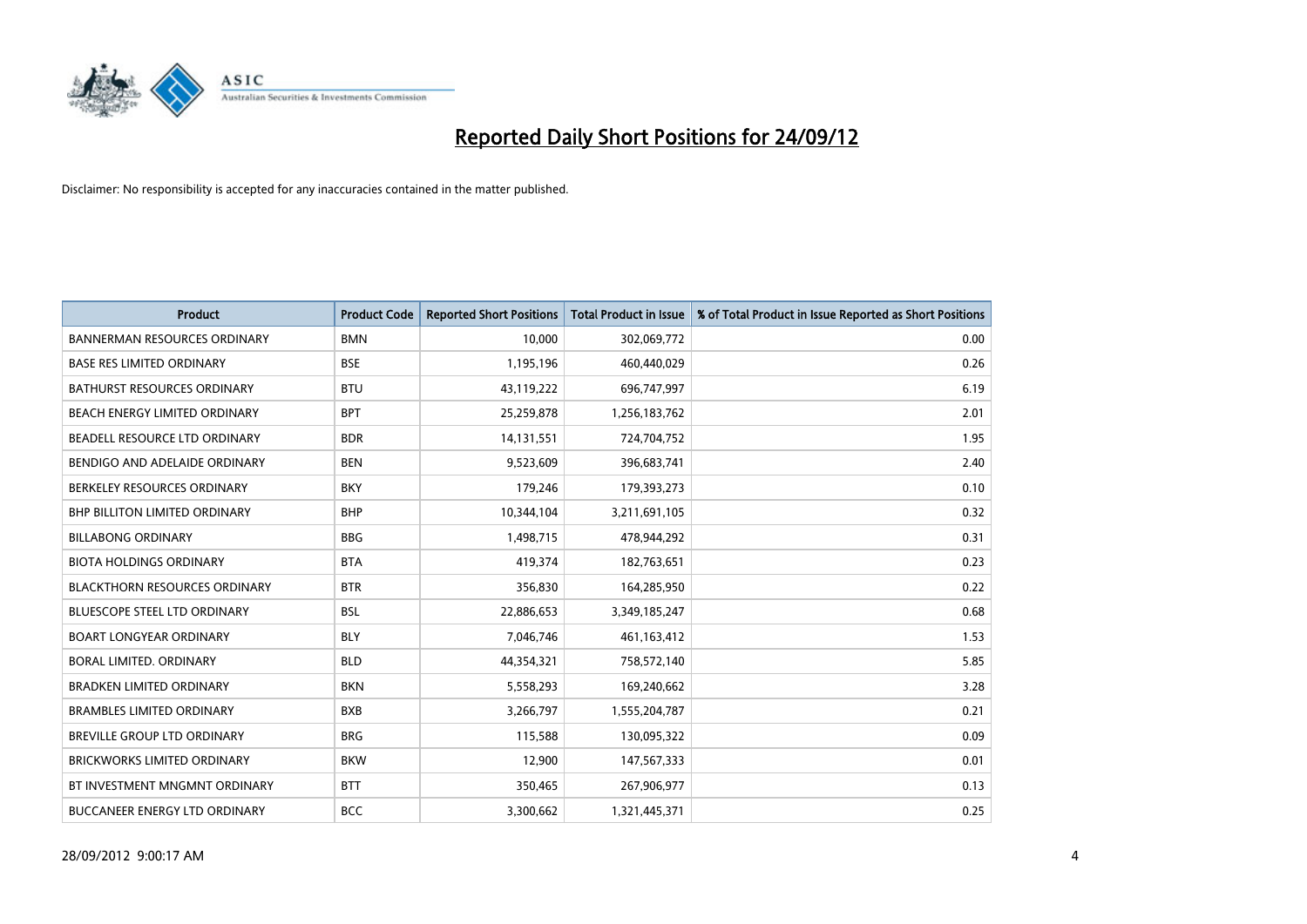# Reported Daily Short Positions for 24/09/12

Disclaimer: No responsibility is accepted for any inaccuracies contained in the matter published.

| Product | Product Code | Reported Short Positions | Total Product in Issue | % of Total Product in Issue Reported as Short Positions |
|---|---|---|---|---|
| BANNERMAN RESOURCES ORDINARY | BMN | 10,000 | 302,069,772 | 0.00 |
| BASE RES LIMITED ORDINARY | BSE | 1,195,196 | 460,440,029 | 0.26 |
| BATHURST RESOURCES ORDINARY | BTU | 43,119,222 | 696,747,997 | 6.19 |
| BEACH ENERGY LIMITED ORDINARY | BPT | 25,259,878 | 1,256,183,762 | 2.01 |
| BEADELL RESOURCE LTD ORDINARY | BDR | 14,131,551 | 724,704,752 | 1.95 |
| BENDIGO AND ADELAIDE ORDINARY | BEN | 9,523,609 | 396,683,741 | 2.40 |
| BERKELEY RESOURCES ORDINARY | BKY | 179,246 | 179,393,273 | 0.10 |
| BHP BILLITON LIMITED ORDINARY | BHP | 10,344,104 | 3,211,691,105 | 0.32 |
| BILLABONG ORDINARY | BBG | 1,498,715 | 478,944,292 | 0.31 |
| BIOTA HOLDINGS ORDINARY | BTA | 419,374 | 182,763,651 | 0.23 |
| BLACKTHORN RESOURCES ORDINARY | BTR | 356,830 | 164,285,950 | 0.22 |
| BLUESCOPE STEEL LTD ORDINARY | BSL | 22,886,653 | 3,349,185,247 | 0.68 |
| BOART LONGYEAR ORDINARY | BLY | 7,046,746 | 461,163,412 | 1.53 |
| BORAL LIMITED. ORDINARY | BLD | 44,354,321 | 758,572,140 | 5.85 |
| BRADKEN LIMITED ORDINARY | BKN | 5,558,293 | 169,240,662 | 3.28 |
| BRAMBLES LIMITED ORDINARY | BXB | 3,266,797 | 1,555,204,787 | 0.21 |
| BREVILLE GROUP LTD ORDINARY | BRG | 115,588 | 130,095,322 | 0.09 |
| BRICKWORKS LIMITED ORDINARY | BKW | 12,900 | 147,567,333 | 0.01 |
| BT INVESTMENT MNGMNT ORDINARY | BTT | 350,465 | 267,906,977 | 0.13 |
| BUCCANEER ENERGY LTD ORDINARY | BCC | 3,300,662 | 1,321,445,371 | 0.25 |

28/09/2012 9:00:17 AM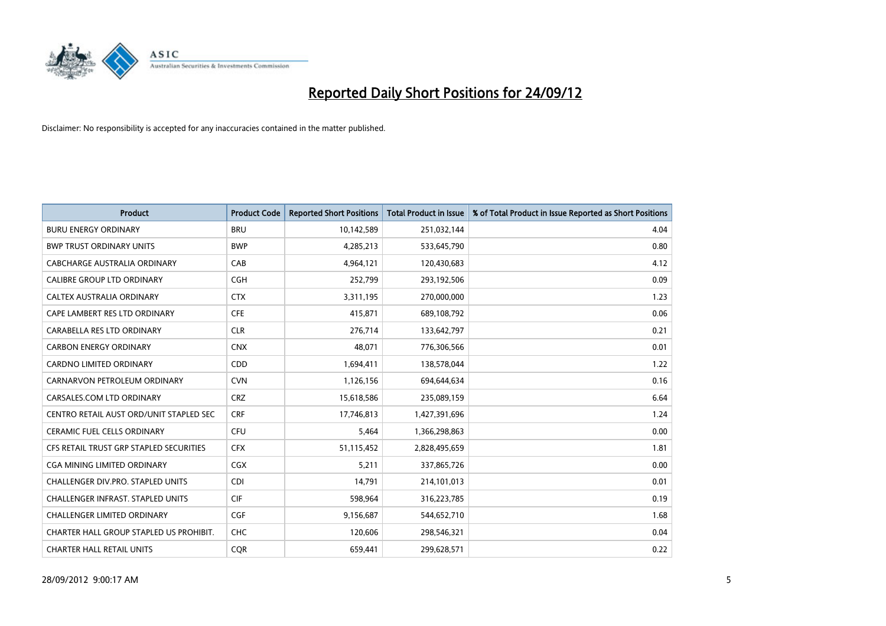# Reported Daily Short Positions for 24/09/12

Disclaimer: No responsibility is accepted for any inaccuracies contained in the matter published.

| Product | Product Code | Reported Short Positions | Total Product in Issue | % of Total Product in Issue Reported as Short Positions |
|---|---|---|---|---|
| BURU ENERGY ORDINARY | BRU | 10,142,589 | 251,032,144 | 4.04 |
| BWP TRUST ORDINARY UNITS | BWP | 4,285,213 | 533,645,790 | 0.80 |
| CABCHARGE AUSTRALIA ORDINARY | CAB | 4,964,121 | 120,430,683 | 4.12 |
| CALIBRE GROUP LTD ORDINARY | CGH | 252,799 | 293,192,506 | 0.09 |
| CALTEX AUSTRALIA ORDINARY | CTX | 3,311,195 | 270,000,000 | 1.23 |
| CAPE LAMBERT RES LTD ORDINARY | CFE | 415,871 | 689,108,792 | 0.06 |
| CARABELLA RES LTD ORDINARY | CLR | 276,714 | 133,642,797 | 0.21 |
| CARBON ENERGY ORDINARY | CNX | 48,071 | 776,306,566 | 0.01 |
| CARDNO LIMITED ORDINARY | CDD | 1,694,411 | 138,578,044 | 1.22 |
| CARNARVON PETROLEUM ORDINARY | CVN | 1,126,156 | 694,644,634 | 0.16 |
| CARSALES.COM LTD ORDINARY | CRZ | 15,618,586 | 235,089,159 | 6.64 |
| CENTRO RETAIL AUST ORD/UNIT STAPLED SEC | CRF | 17,746,813 | 1,427,391,696 | 1.24 |
| CERAMIC FUEL CELLS ORDINARY | CFU | 5,464 | 1,366,298,863 | 0.00 |
| CFS RETAIL TRUST GRP STAPLED SECURITIES | CFX | 51,115,452 | 2,828,495,659 | 1.81 |
| CGA MINING LIMITED ORDINARY | CGX | 5,211 | 337,865,726 | 0.00 |
| CHALLENGER DIV.PRO. STAPLED UNITS | CDI | 14,791 | 214,101,013 | 0.01 |
| CHALLENGER INFRAST. STAPLED UNITS | CIF | 598,964 | 316,223,785 | 0.19 |
| CHALLENGER LIMITED ORDINARY | CGF | 9,156,687 | 544,652,710 | 1.68 |
| CHARTER HALL GROUP STAPLED US PROHIBIT. | CHC | 120,606 | 298,546,321 | 0.04 |
| CHARTER HALL RETAIL UNITS | CQR | 659,441 | 299,628,571 | 0.22 |

28/09/2012 9:00:17 AM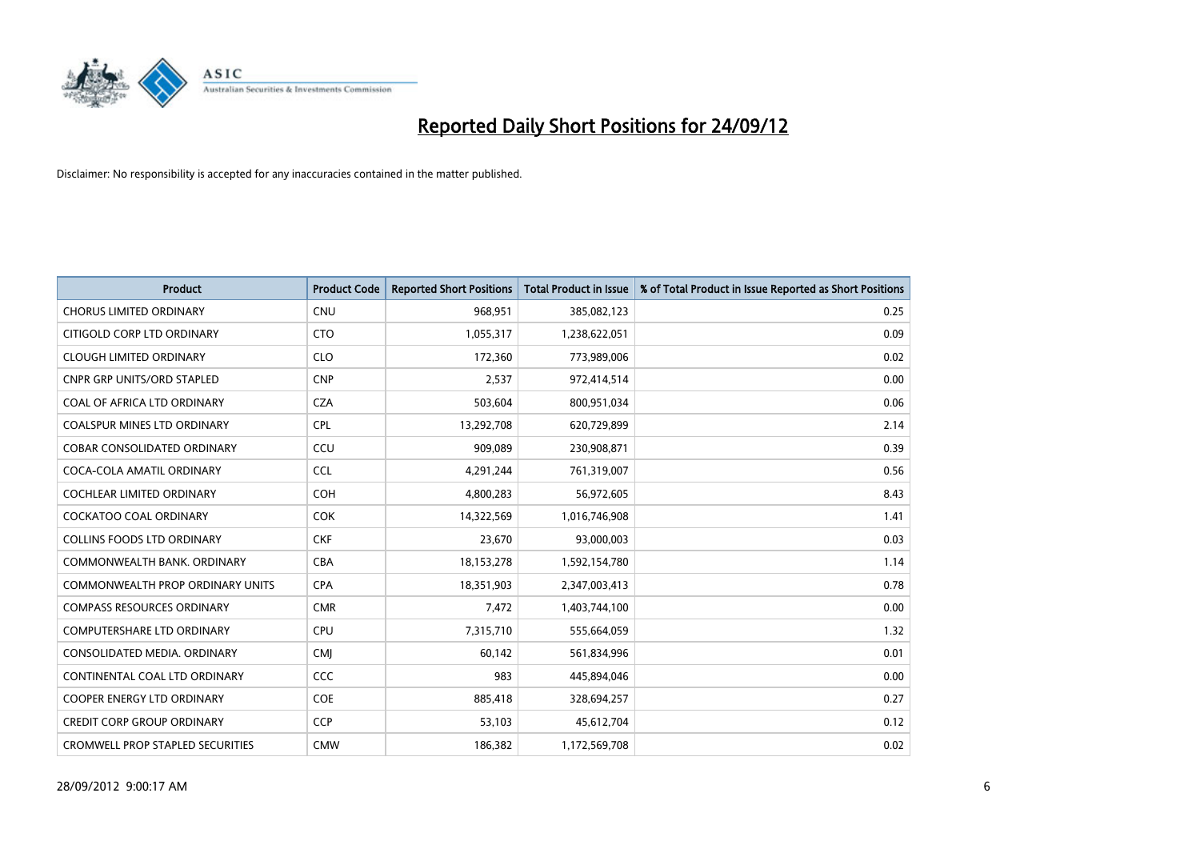# Reported Daily Short Positions for 24/09/12

Disclaimer: No responsibility is accepted for any inaccuracies contained in the matter published.

| Product | Product Code | Reported Short Positions | Total Product in Issue | % of Total Product in Issue Reported as Short Positions |
|---|---|---|---|---|
| CHORUS LIMITED ORDINARY | CNU | 968,951 | 385,082,123 | 0.25 |
| CITIGOLD CORP LTD ORDINARY | CTO | 1,055,317 | 1,238,622,051 | 0.09 |
| CLOUGH LIMITED ORDINARY | CLO | 172,360 | 773,989,006 | 0.02 |
| CNPR GRP UNITS/ORD STAPLED | CNP | 2,537 | 972,414,514 | 0.00 |
| COAL OF AFRICA LTD ORDINARY | CZA | 503,604 | 800,951,034 | 0.06 |
| COALSPUR MINES LTD ORDINARY | CPL | 13,292,708 | 620,729,899 | 2.14 |
| COBAR CONSOLIDATED ORDINARY | CCU | 909,089 | 230,908,871 | 0.39 |
| COCA-COLA AMATIL ORDINARY | CCL | 4,291,244 | 761,319,007 | 0.56 |
| COCHLEAR LIMITED ORDINARY | COH | 4,800,283 | 56,972,605 | 8.43 |
| COCKATOO COAL ORDINARY | COK | 14,322,569 | 1,016,746,908 | 1.41 |
| COLLINS FOODS LTD ORDINARY | CKF | 23,670 | 93,000,003 | 0.03 |
| COMMONWEALTH BANK. ORDINARY | CBA | 18,153,278 | 1,592,154,780 | 1.14 |
| COMMONWEALTH PROP ORDINARY UNITS | CPA | 18,351,903 | 2,347,003,413 | 0.78 |
| COMPASS RESOURCES ORDINARY | CMR | 7,472 | 1,403,744,100 | 0.00 |
| COMPUTERSHARE LTD ORDINARY | CPU | 7,315,710 | 555,664,059 | 1.32 |
| CONSOLIDATED MEDIA. ORDINARY | CMJ | 60,142 | 561,834,996 | 0.01 |
| CONTINENTAL COAL LTD ORDINARY | CCC | 983 | 445,894,046 | 0.00 |
| COOPER ENERGY LTD ORDINARY | COE | 885,418 | 328,694,257 | 0.27 |
| CREDIT CORP GROUP ORDINARY | CCP | 53,103 | 45,612,704 | 0.12 |
| CROMWELL PROP STAPLED SECURITIES | CMW | 186,382 | 1,172,569,708 | 0.02 |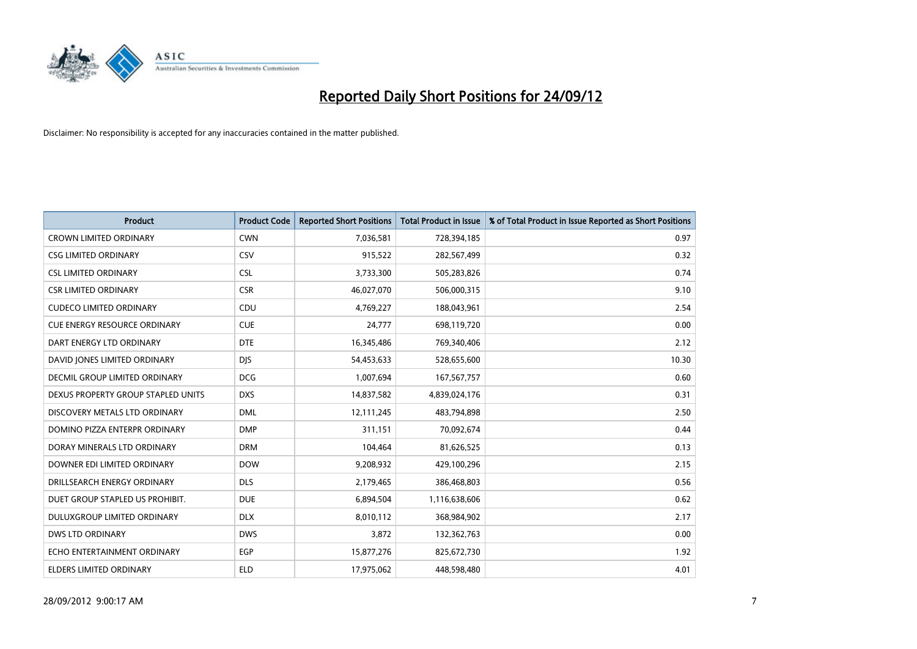# Reported Daily Short Positions for 24/09/12

Disclaimer: No responsibility is accepted for any inaccuracies contained in the matter published.

| Product | Product Code | Reported Short Positions | Total Product in Issue | % of Total Product in Issue Reported as Short Positions |
|---|---|---|---|---|
| CROWN LIMITED ORDINARY | CWN | 7,036,581 | 728,394,185 | 0.97 |
| CSG LIMITED ORDINARY | CSV | 915,522 | 282,567,499 | 0.32 |
| CSL LIMITED ORDINARY | CSL | 3,733,300 | 505,283,826 | 0.74 |
| CSR LIMITED ORDINARY | CSR | 46,027,070 | 506,000,315 | 9.10 |
| CUDECO LIMITED ORDINARY | CDU | 4,769,227 | 188,043,961 | 2.54 |
| CUE ENERGY RESOURCE ORDINARY | CUE | 24,777 | 698,119,720 | 0.00 |
| DART ENERGY LTD ORDINARY | DTE | 16,345,486 | 769,340,406 | 2.12 |
| DAVID JONES LIMITED ORDINARY | DJS | 54,453,633 | 528,655,600 | 10.30 |
| DECMIL GROUP LIMITED ORDINARY | DCG | 1,007,694 | 167,567,757 | 0.60 |
| DEXUS PROPERTY GROUP STAPLED UNITS | DXS | 14,837,582 | 4,839,024,176 | 0.31 |
| DISCOVERY METALS LTD ORDINARY | DML | 12,111,245 | 483,794,898 | 2.50 |
| DOMINO PIZZA ENTERPR ORDINARY | DMP | 311,151 | 70,092,674 | 0.44 |
| DORAY MINERALS LTD ORDINARY | DRM | 104,464 | 81,626,525 | 0.13 |
| DOWNER EDI LIMITED ORDINARY | DOW | 9,208,932 | 429,100,296 | 2.15 |
| DRILLSEARCH ENERGY ORDINARY | DLS | 2,179,465 | 386,468,803 | 0.56 |
| DUET GROUP STAPLED US PROHIBIT. | DUE | 6,894,504 | 1,116,638,606 | 0.62 |
| DULUXGROUP LIMITED ORDINARY | DLX | 8,010,112 | 368,984,902 | 2.17 |
| DWS LTD ORDINARY | DWS | 3,872 | 132,362,763 | 0.00 |
| ECHO ENTERTAINMENT ORDINARY | EGP | 15,877,276 | 825,672,730 | 1.92 |
| ELDERS LIMITED ORDINARY | ELD | 17,975,062 | 448,598,480 | 4.01 |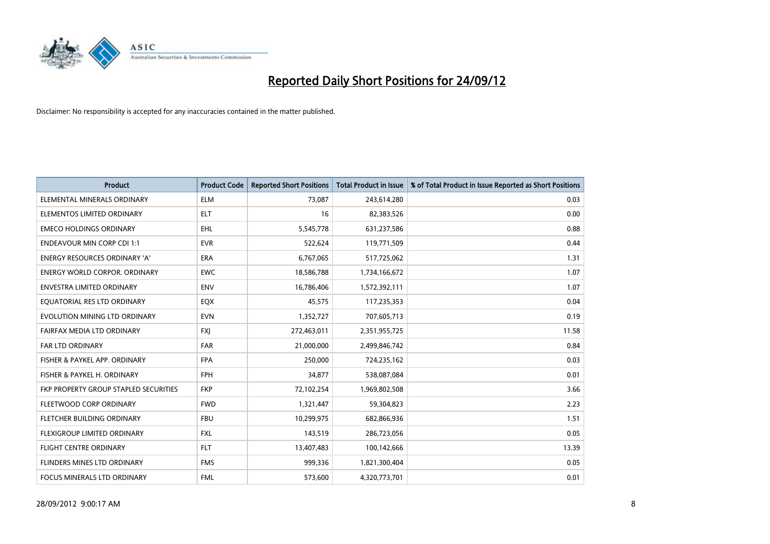# Reported Daily Short Positions for 24/09/12

Disclaimer: No responsibility is accepted for any inaccuracies contained in the matter published.

| Product | Product Code | Reported Short Positions | Total Product in Issue | % of Total Product in Issue Reported as Short Positions |
|---|---|---|---|---|
| ELEMENTAL MINERALS ORDINARY | ELM | 73,087 | 243,614,280 | 0.03 |
| ELEMENTOS LIMITED ORDINARY | ELT | 16 | 82,383,526 | 0.00 |
| EMECO HOLDINGS ORDINARY | EHL | 5,545,778 | 631,237,586 | 0.88 |
| ENDEAVOUR MIN CORP CDI 1:1 | EVR | 522,624 | 119,771,509 | 0.44 |
| ENERGY RESOURCES ORDINARY 'A' | ERA | 6,767,065 | 517,725,062 | 1.31 |
| ENERGY WORLD CORPOR. ORDINARY | EWC | 18,586,788 | 1,734,166,672 | 1.07 |
| ENVESTRA LIMITED ORDINARY | ENV | 16,786,406 | 1,572,392,111 | 1.07 |
| EQUATORIAL RES LTD ORDINARY | EQX | 45,575 | 117,235,353 | 0.04 |
| EVOLUTION MINING LTD ORDINARY | EVN | 1,352,727 | 707,605,713 | 0.19 |
| FAIRFAX MEDIA LTD ORDINARY | FXJ | 272,463,011 | 2,351,955,725 | 11.58 |
| FAR LTD ORDINARY | FAR | 21,000,000 | 2,499,846,742 | 0.84 |
| FISHER & PAYKEL APP. ORDINARY | FPA | 250,000 | 724,235,162 | 0.03 |
| FISHER & PAYKEL H. ORDINARY | FPH | 34,877 | 538,087,084 | 0.01 |
| FKP PROPERTY GROUP STAPLED SECURITIES | FKP | 72,102,254 | 1,969,802,508 | 3.66 |
| FLEETWOOD CORP ORDINARY | FWD | 1,321,447 | 59,304,823 | 2.23 |
| FLETCHER BUILDING ORDINARY | FBU | 10,299,975 | 682,866,936 | 1.51 |
| FLEXIGROUP LIMITED ORDINARY | FXL | 143,519 | 286,723,056 | 0.05 |
| FLIGHT CENTRE ORDINARY | FLT | 13,407,483 | 100,142,666 | 13.39 |
| FLINDERS MINES LTD ORDINARY | FMS | 999,336 | 1,821,300,404 | 0.05 |
| FOCUS MINERALS LTD ORDINARY | FML | 573,600 | 4,320,773,701 | 0.01 |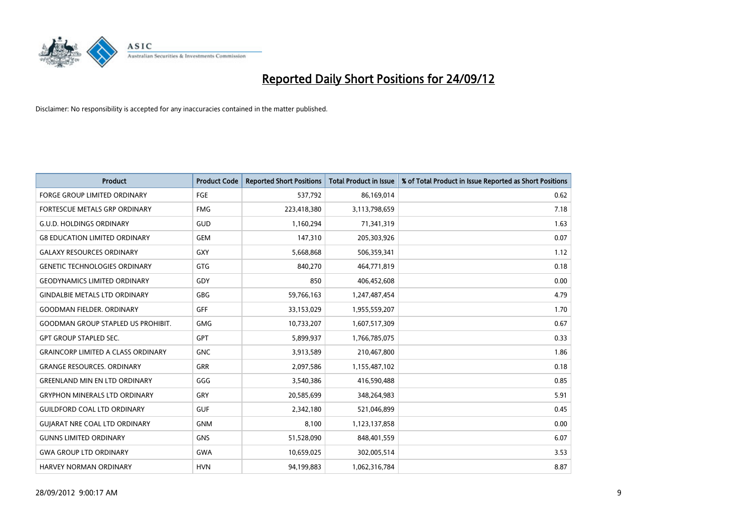# Reported Daily Short Positions for 24/09/12

Disclaimer: No responsibility is accepted for any inaccuracies contained in the matter published.

| Product | Product Code | Reported Short Positions | Total Product in Issue | % of Total Product in Issue Reported as Short Positions |
|---|---|---|---|---|
| FORGE GROUP LIMITED ORDINARY | FGE | 537,792 | 86,169,014 | 0.62 |
| FORTESCUE METALS GRP ORDINARY | FMG | 223,418,380 | 3,113,798,659 | 7.18 |
| G.U.D. HOLDINGS ORDINARY | GUD | 1,160,294 | 71,341,319 | 1.63 |
| G8 EDUCATION LIMITED ORDINARY | GEM | 147,310 | 205,303,926 | 0.07 |
| GALAXY RESOURCES ORDINARY | GXY | 5,668,868 | 506,359,341 | 1.12 |
| GENETIC TECHNOLOGIES ORDINARY | GTG | 840,270 | 464,771,819 | 0.18 |
| GEODYNAMICS LIMITED ORDINARY | GDY | 850 | 406,452,608 | 0.00 |
| GINDALBIE METALS LTD ORDINARY | GBG | 59,766,163 | 1,247,487,454 | 4.79 |
| GOODMAN FIELDER. ORDINARY | GFF | 33,153,029 | 1,955,559,207 | 1.70 |
| GOODMAN GROUP STAPLED US PROHIBIT. | GMG | 10,733,207 | 1,607,517,309 | 0.67 |
| GPT GROUP STAPLED SEC. | GPT | 5,899,937 | 1,766,785,075 | 0.33 |
| GRAINCORP LIMITED A CLASS ORDINARY | GNC | 3,913,589 | 210,467,800 | 1.86 |
| GRANGE RESOURCES. ORDINARY | GRR | 2,097,586 | 1,155,487,102 | 0.18 |
| GREENLAND MIN EN LTD ORDINARY | GGG | 3,540,386 | 416,590,488 | 0.85 |
| GRYPHON MINERALS LTD ORDINARY | GRY | 20,585,699 | 348,264,983 | 5.91 |
| GUILDFORD COAL LTD ORDINARY | GUF | 2,342,180 | 521,046,899 | 0.45 |
| GUJARAT NRE COAL LTD ORDINARY | GNM | 8,100 | 1,123,137,858 | 0.00 |
| GUNNS LIMITED ORDINARY | GNS | 51,528,090 | 848,401,559 | 6.07 |
| GWA GROUP LTD ORDINARY | GWA | 10,659,025 | 302,005,514 | 3.53 |
| HARVEY NORMAN ORDINARY | HVN | 94,199,883 | 1,062,316,784 | 8.87 |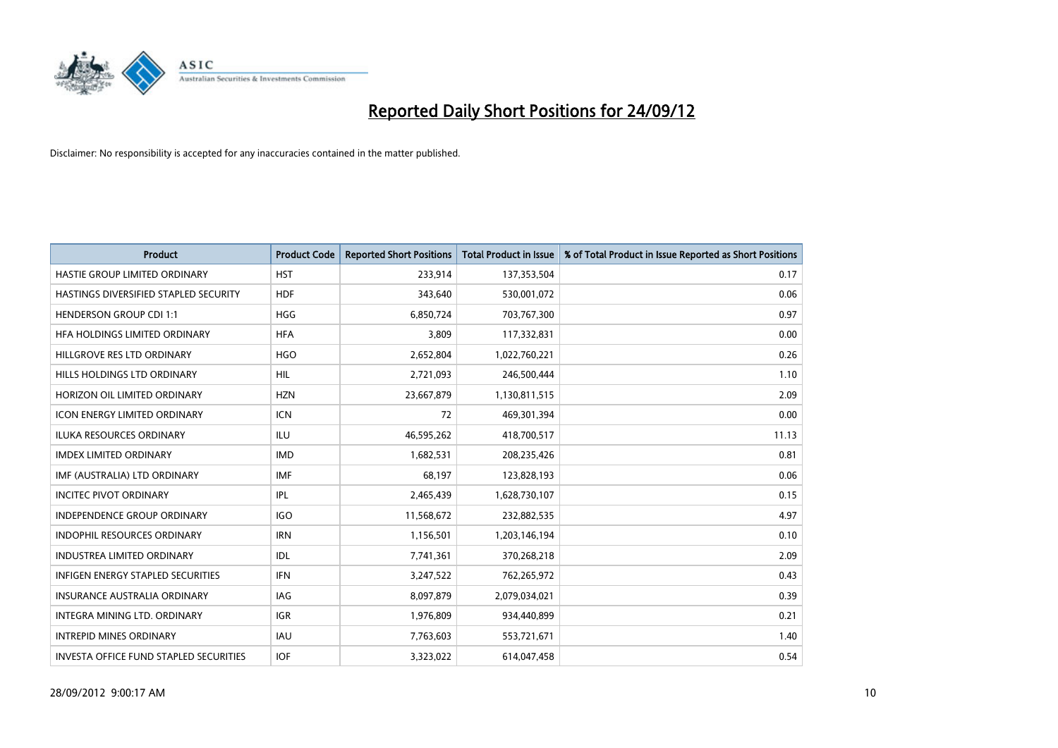# Reported Daily Short Positions for 24/09/12

Disclaimer: No responsibility is accepted for any inaccuracies contained in the matter published.

| Product | Product Code | Reported Short Positions | Total Product in Issue | % of Total Product in Issue Reported as Short Positions |
|---|---|---|---|---|
| HASTIE GROUP LIMITED ORDINARY | HST | 233,914 | 137,353,504 | 0.17 |
| HASTINGS DIVERSIFIED STAPLED SECURITY | HDF | 343,640 | 530,001,072 | 0.06 |
| HENDERSON GROUP CDI 1:1 | HGG | 6,850,724 | 703,767,300 | 0.97 |
| HFA HOLDINGS LIMITED ORDINARY | HFA | 3,809 | 117,332,831 | 0.00 |
| HILLGROVE RES LTD ORDINARY | HGO | 2,652,804 | 1,022,760,221 | 0.26 |
| HILLS HOLDINGS LTD ORDINARY | HIL | 2,721,093 | 246,500,444 | 1.10 |
| HORIZON OIL LIMITED ORDINARY | HZN | 23,667,879 | 1,130,811,515 | 2.09 |
| ICON ENERGY LIMITED ORDINARY | ICN | 72 | 469,301,394 | 0.00 |
| ILUKA RESOURCES ORDINARY | ILU | 46,595,262 | 418,700,517 | 11.13 |
| IMDEX LIMITED ORDINARY | IMD | 1,682,531 | 208,235,426 | 0.81 |
| IMF (AUSTRALIA) LTD ORDINARY | IMF | 68,197 | 123,828,193 | 0.06 |
| INCITEC PIVOT ORDINARY | IPL | 2,465,439 | 1,628,730,107 | 0.15 |
| INDEPENDENCE GROUP ORDINARY | IGO | 11,568,672 | 232,882,535 | 4.97 |
| INDOPHIL RESOURCES ORDINARY | IRN | 1,156,501 | 1,203,146,194 | 0.10 |
| INDUSTREA LIMITED ORDINARY | IDL | 7,741,361 | 370,268,218 | 2.09 |
| INFIGEN ENERGY STAPLED SECURITIES | IFN | 3,247,522 | 762,265,972 | 0.43 |
| INSURANCE AUSTRALIA ORDINARY | IAG | 8,097,879 | 2,079,034,021 | 0.39 |
| INTEGRA MINING LTD. ORDINARY | IGR | 1,976,809 | 934,440,899 | 0.21 |
| INTREPID MINES ORDINARY | IAU | 7,763,603 | 553,721,671 | 1.40 |
| INVESTA OFFICE FUND STAPLED SECURITIES | IOF | 3,323,022 | 614,047,458 | 0.54 |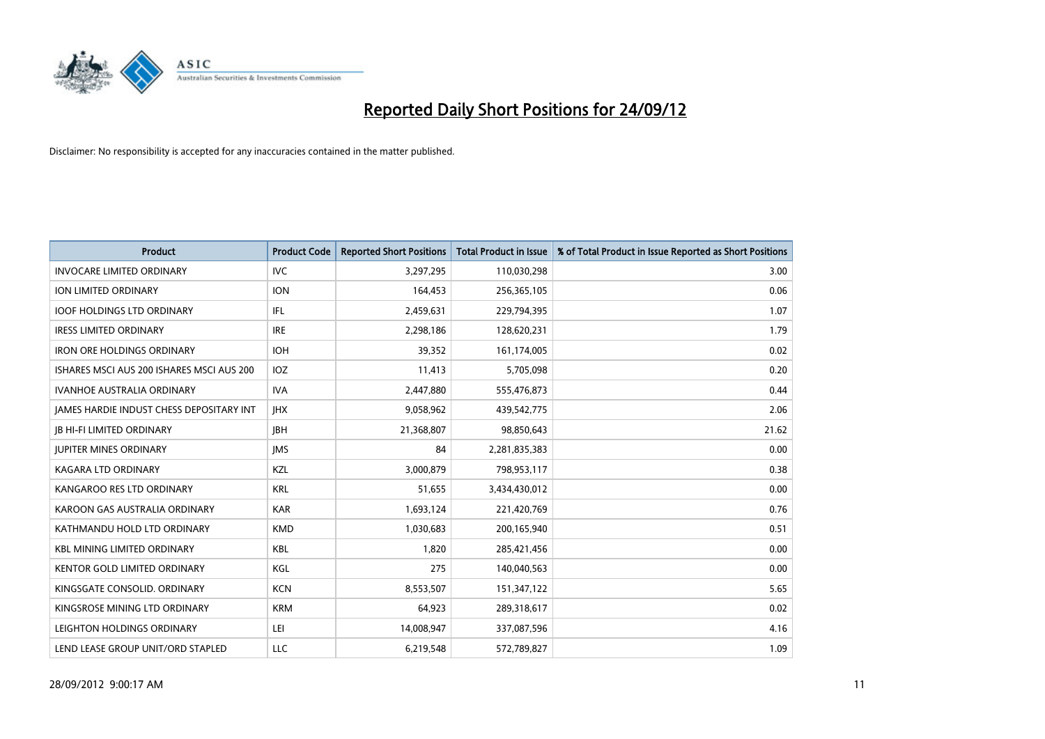# Reported Daily Short Positions for 24/09/12

Disclaimer: No responsibility is accepted for any inaccuracies contained in the matter published.

| Product | Product Code | Reported Short Positions | Total Product in Issue | % of Total Product in Issue Reported as Short Positions |
|---|---|---|---|---|
| INVOCARE LIMITED ORDINARY | IVC | 3,297,295 | 110,030,298 | 3.00 |
| ION LIMITED ORDINARY | ION | 164,453 | 256,365,105 | 0.06 |
| IOOF HOLDINGS LTD ORDINARY | IFL | 2,459,631 | 229,794,395 | 1.07 |
| IRESS LIMITED ORDINARY | IRE | 2,298,186 | 128,620,231 | 1.79 |
| IRON ORE HOLDINGS ORDINARY | IOH | 39,352 | 161,174,005 | 0.02 |
| ISHARES MSCI AUS 200 ISHARES MSCI AUS 200 | IOZ | 11,413 | 5,705,098 | 0.20 |
| IVANHOE AUSTRALIA ORDINARY | IVA | 2,447,880 | 555,476,873 | 0.44 |
| JAMES HARDIE INDUST CHESS DEPOSITARY INT | JHX | 9,058,962 | 439,542,775 | 2.06 |
| JB HI-FI LIMITED ORDINARY | JBH | 21,368,807 | 98,850,643 | 21.62 |
| JUPITER MINES ORDINARY | JMS | 84 | 2,281,835,383 | 0.00 |
| KAGARA LTD ORDINARY | KZL | 3,000,879 | 798,953,117 | 0.38 |
| KANGAROO RES LTD ORDINARY | KRL | 51,655 | 3,434,430,012 | 0.00 |
| KAROON GAS AUSTRALIA ORDINARY | KAR | 1,693,124 | 221,420,769 | 0.76 |
| KATHMANDU HOLD LTD ORDINARY | KMD | 1,030,683 | 200,165,940 | 0.51 |
| KBL MINING LIMITED ORDINARY | KBL | 1,820 | 285,421,456 | 0.00 |
| KENTOR GOLD LIMITED ORDINARY | KGL | 275 | 140,040,563 | 0.00 |
| KINGSGATE CONSOLID. ORDINARY | KCN | 8,553,507 | 151,347,122 | 5.65 |
| KINGSROSE MINING LTD ORDINARY | KRM | 64,923 | 289,318,617 | 0.02 |
| LEIGHTON HOLDINGS ORDINARY | LEI | 14,008,947 | 337,087,596 | 4.16 |
| LEND LEASE GROUP UNIT/ORD STAPLED | LLC | 6,219,548 | 572,789,827 | 1.09 |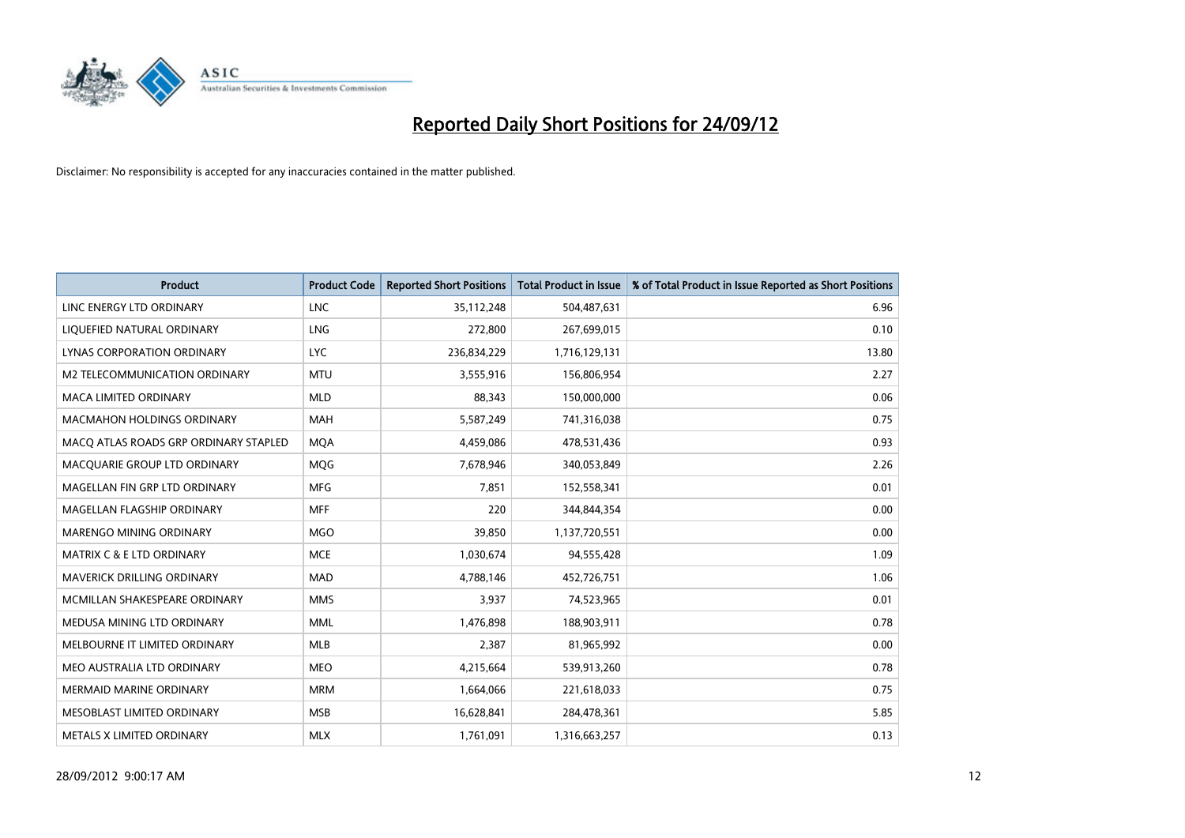# Reported Daily Short Positions for 24/09/12

Disclaimer: No responsibility is accepted for any inaccuracies contained in the matter published.

| Product | Product Code | Reported Short Positions | Total Product in Issue | % of Total Product in Issue Reported as Short Positions |
|---|---|---|---|---|
| LINC ENERGY LTD ORDINARY | LNC | 35,112,248 | 504,487,631 | 6.96 |
| LIQUEFIED NATURAL ORDINARY | LNG | 272,800 | 267,699,015 | 0.10 |
| LYNAS CORPORATION ORDINARY | LYC | 236,834,229 | 1,716,129,131 | 13.80 |
| M2 TELECOMMUNICATION ORDINARY | MTU | 3,555,916 | 156,806,954 | 2.27 |
| MACA LIMITED ORDINARY | MLD | 88,343 | 150,000,000 | 0.06 |
| MACMAHON HOLDINGS ORDINARY | MAH | 5,587,249 | 741,316,038 | 0.75 |
| MACQ ATLAS ROADS GRP ORDINARY STAPLED | MQA | 4,459,086 | 478,531,436 | 0.93 |
| MACQUARIE GROUP LTD ORDINARY | MQG | 7,678,946 | 340,053,849 | 2.26 |
| MAGELLAN FIN GRP LTD ORDINARY | MFG | 7,851 | 152,558,341 | 0.01 |
| MAGELLAN FLAGSHIP ORDINARY | MFF | 220 | 344,844,354 | 0.00 |
| MARENGO MINING ORDINARY | MGO | 39,850 | 1,137,720,551 | 0.00 |
| MATRIX C & E LTD ORDINARY | MCE | 1,030,674 | 94,555,428 | 1.09 |
| MAVERICK DRILLING ORDINARY | MAD | 4,788,146 | 452,726,751 | 1.06 |
| MCMILLAN SHAKESPEARE ORDINARY | MMS | 3,937 | 74,523,965 | 0.01 |
| MEDUSA MINING LTD ORDINARY | MML | 1,476,898 | 188,903,911 | 0.78 |
| MELBOURNE IT LIMITED ORDINARY | MLB | 2,387 | 81,965,992 | 0.00 |
| MEO AUSTRALIA LTD ORDINARY | MEO | 4,215,664 | 539,913,260 | 0.78 |
| MERMAID MARINE ORDINARY | MRM | 1,664,066 | 221,618,033 | 0.75 |
| MESOBLAST LIMITED ORDINARY | MSB | 16,628,841 | 284,478,361 | 5.85 |
| METALS X LIMITED ORDINARY | MLX | 1,761,091 | 1,316,663,257 | 0.13 |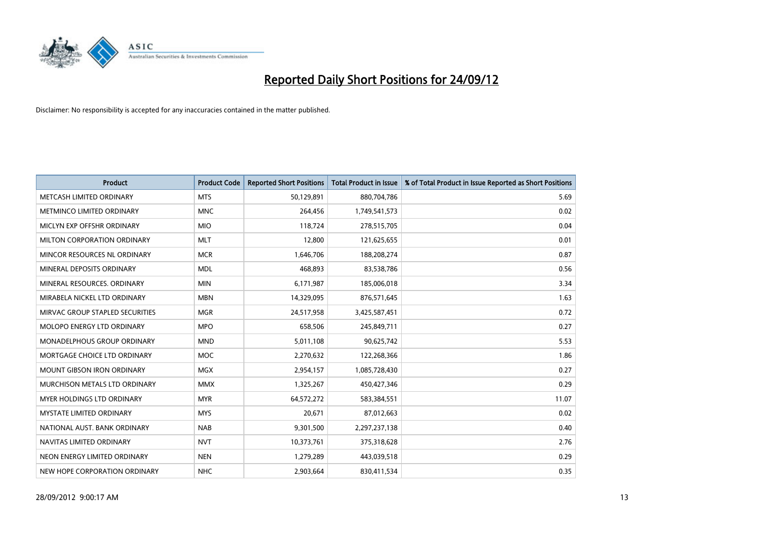# Reported Daily Short Positions for 24/09/12

Disclaimer: No responsibility is accepted for any inaccuracies contained in the matter published.

| Product | Product Code | Reported Short Positions | Total Product in Issue | % of Total Product in Issue Reported as Short Positions |
|---|---|---|---|---|
| METCASH LIMITED ORDINARY | MTS | 50,129,891 | 880,704,786 | 5.69 |
| METMINCO LIMITED ORDINARY | MNC | 264,456 | 1,749,541,573 | 0.02 |
| MICLYN EXP OFFSHR ORDINARY | MIO | 118,724 | 278,515,705 | 0.04 |
| MILTON CORPORATION ORDINARY | MLT | 12,800 | 121,625,655 | 0.01 |
| MINCOR RESOURCES NL ORDINARY | MCR | 1,646,706 | 188,208,274 | 0.87 |
| MINERAL DEPOSITS ORDINARY | MDL | 468,893 | 83,538,786 | 0.56 |
| MINERAL RESOURCES. ORDINARY | MIN | 6,171,987 | 185,006,018 | 3.34 |
| MIRABELA NICKEL LTD ORDINARY | MBN | 14,329,095 | 876,571,645 | 1.63 |
| MIRVAC GROUP STAPLED SECURITIES | MGR | 24,517,958 | 3,425,587,451 | 0.72 |
| MOLOPO ENERGY LTD ORDINARY | MPO | 658,506 | 245,849,711 | 0.27 |
| MONADELPHOUS GROUP ORDINARY | MND | 5,011,108 | 90,625,742 | 5.53 |
| MORTGAGE CHOICE LTD ORDINARY | MOC | 2,270,632 | 122,268,366 | 1.86 |
| MOUNT GIBSON IRON ORDINARY | MGX | 2,954,157 | 1,085,728,430 | 0.27 |
| MURCHISON METALS LTD ORDINARY | MMX | 1,325,267 | 450,427,346 | 0.29 |
| MYER HOLDINGS LTD ORDINARY | MYR | 64,572,272 | 583,384,551 | 11.07 |
| MYSTATE LIMITED ORDINARY | MYS | 20,671 | 87,012,663 | 0.02 |
| NATIONAL AUST. BANK ORDINARY | NAB | 9,301,500 | 2,297,237,138 | 0.40 |
| NAVITAS LIMITED ORDINARY | NVT | 10,373,761 | 375,318,628 | 2.76 |
| NEON ENERGY LIMITED ORDINARY | NEN | 1,279,289 | 443,039,518 | 0.29 |
| NEW HOPE CORPORATION ORDINARY | NHC | 2,903,664 | 830,411,534 | 0.35 |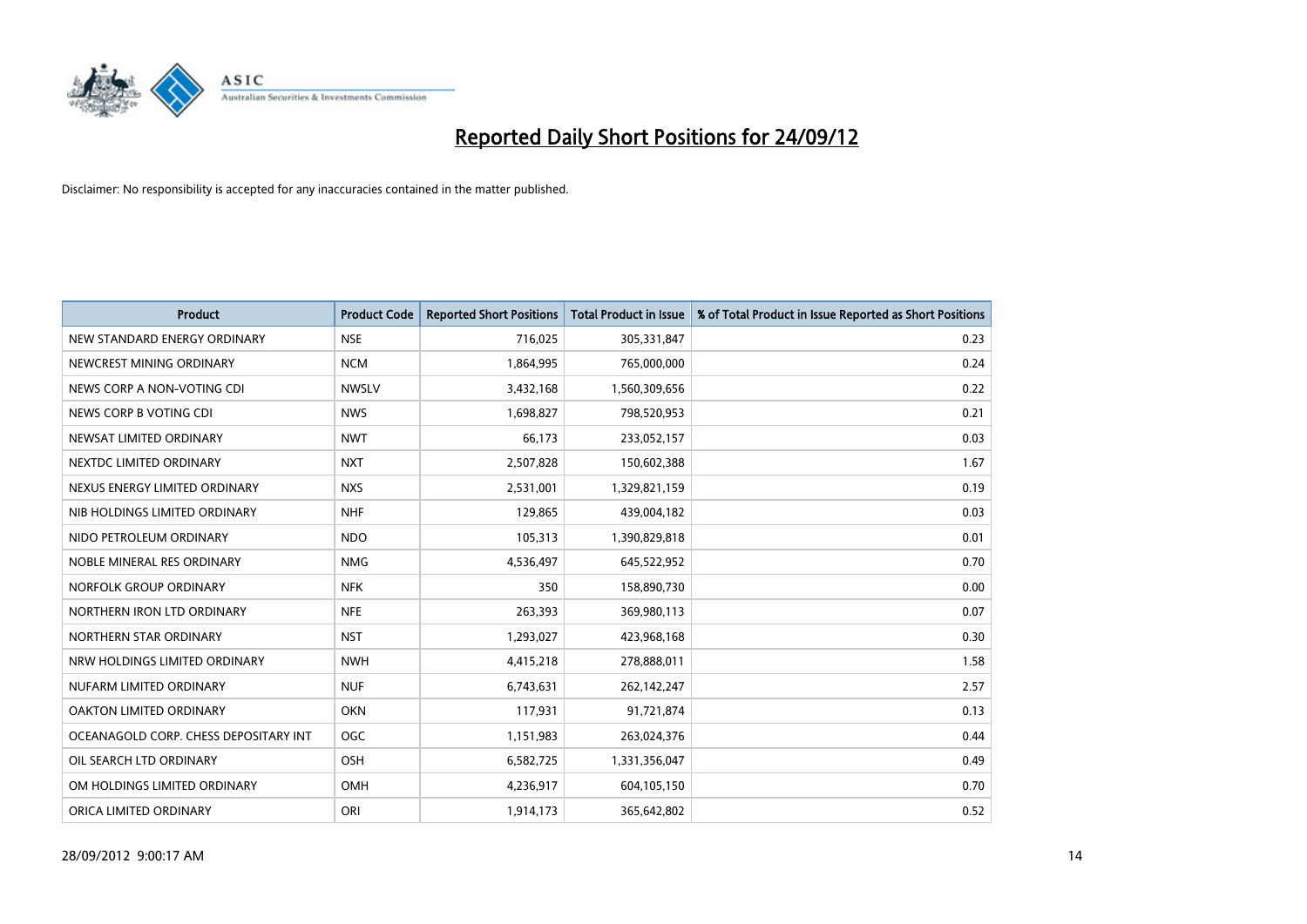# Reported Daily Short Positions for 24/09/12

Disclaimer: No responsibility is accepted for any inaccuracies contained in the matter published.

| Product | Product Code | Reported Short Positions | Total Product in Issue | % of Total Product in Issue Reported as Short Positions |
|---|---|---|---|---|
| NEW STANDARD ENERGY ORDINARY | NSE | 716,025 | 305,331,847 | 0.23 |
| NEWCREST MINING ORDINARY | NCM | 1,864,995 | 765,000,000 | 0.24 |
| NEWS CORP A NON-VOTING CDI | NWSLV | 3,432,168 | 1,560,309,656 | 0.22 |
| NEWS CORP B VOTING CDI | NWS | 1,698,827 | 798,520,953 | 0.21 |
| NEWSAT LIMITED ORDINARY | NWT | 66,173 | 233,052,157 | 0.03 |
| NEXTDC LIMITED ORDINARY | NXT | 2,507,828 | 150,602,388 | 1.67 |
| NEXUS ENERGY LIMITED ORDINARY | NXS | 2,531,001 | 1,329,821,159 | 0.19 |
| NIB HOLDINGS LIMITED ORDINARY | NHF | 129,865 | 439,004,182 | 0.03 |
| NIDO PETROLEUM ORDINARY | NDO | 105,313 | 1,390,829,818 | 0.01 |
| NOBLE MINERAL RES ORDINARY | NMG | 4,536,497 | 645,522,952 | 0.70 |
| NORFOLK GROUP ORDINARY | NFK | 350 | 158,890,730 | 0.00 |
| NORTHERN IRON LTD ORDINARY | NFE | 263,393 | 369,980,113 | 0.07 |
| NORTHERN STAR ORDINARY | NST | 1,293,027 | 423,968,168 | 0.30 |
| NRW HOLDINGS LIMITED ORDINARY | NWH | 4,415,218 | 278,888,011 | 1.58 |
| NUFARM LIMITED ORDINARY | NUF | 6,743,631 | 262,142,247 | 2.57 |
| OAKTON LIMITED ORDINARY | OKN | 117,931 | 91,721,874 | 0.13 |
| OCEANAGOLD CORP. CHESS DEPOSITARY INT | OGC | 1,151,983 | 263,024,376 | 0.44 |
| OIL SEARCH LTD ORDINARY | OSH | 6,582,725 | 1,331,356,047 | 0.49 |
| OM HOLDINGS LIMITED ORDINARY | OMH | 4,236,917 | 604,105,150 | 0.70 |
| ORICA LIMITED ORDINARY | ORI | 1,914,173 | 365,642,802 | 0.52 |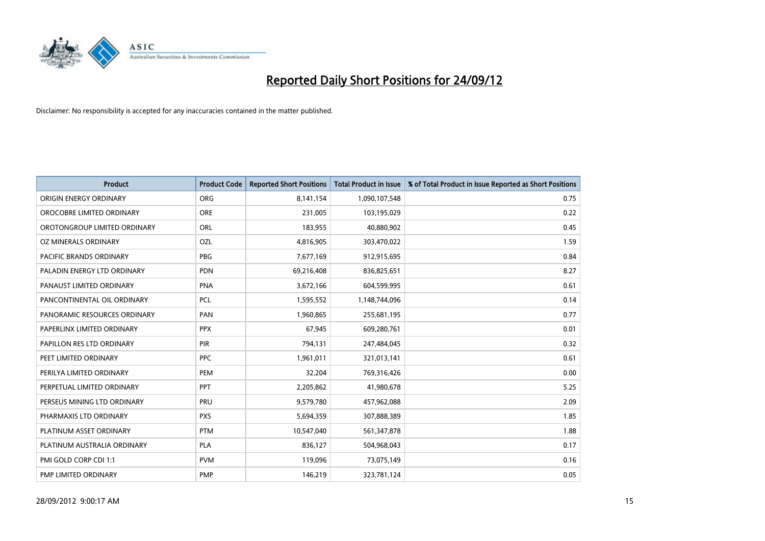# Reported Daily Short Positions for 24/09/12

Disclaimer: No responsibility is accepted for any inaccuracies contained in the matter published.

| Product | Product Code | Reported Short Positions | Total Product in Issue | % of Total Product in Issue Reported as Short Positions |
| --- | --- | --- | --- | --- |
| ORIGIN ENERGY ORDINARY | ORG | 8,141,154 | 1,090,107,548 | 0.75 |
| OROCOBRE LIMITED ORDINARY | ORE | 231,005 | 103,195,029 | 0.22 |
| OROTONGROUP LIMITED ORDINARY | ORL | 183,955 | 40,880,902 | 0.45 |
| OZ MINERALS ORDINARY | OZL | 4,816,905 | 303,470,022 | 1.59 |
| PACIFIC BRANDS ORDINARY | PBG | 7,677,169 | 912,915,695 | 0.84 |
| PALADIN ENERGY LTD ORDINARY | PDN | 69,216,408 | 836,825,651 | 8.27 |
| PANAUST LIMITED ORDINARY | PNA | 3,672,166 | 604,599,995 | 0.61 |
| PANCONTINENTAL OIL ORDINARY | PCL | 1,595,552 | 1,148,744,096 | 0.14 |
| PANORAMIC RESOURCES ORDINARY | PAN | 1,960,865 | 255,681,195 | 0.77 |
| PAPERLINX LIMITED ORDINARY | PPX | 67,945 | 609,280,761 | 0.01 |
| PAPILLON RES LTD ORDINARY | PIR | 794,131 | 247,484,045 | 0.32 |
| PEET LIMITED ORDINARY | PPC | 1,961,011 | 321,013,141 | 0.61 |
| PERILYA LIMITED ORDINARY | PEM | 32,204 | 769,316,426 | 0.00 |
| PERPETUAL LIMITED ORDINARY | PPT | 2,205,862 | 41,980,678 | 5.25 |
| PERSEUS MINING LTD ORDINARY | PRU | 9,579,780 | 457,962,088 | 2.09 |
| PHARMAXIS LTD ORDINARY | PXS | 5,694,359 | 307,888,389 | 1.85 |
| PLATINUM ASSET ORDINARY | PTM | 10,547,040 | 561,347,878 | 1.88 |
| PLATINUM AUSTRALIA ORDINARY | PLA | 836,127 | 504,968,043 | 0.17 |
| PMI GOLD CORP CDI 1:1 | PVM | 119,096 | 73,075,149 | 0.16 |
| PMP LIMITED ORDINARY | PMP | 146,219 | 323,781,124 | 0.05 |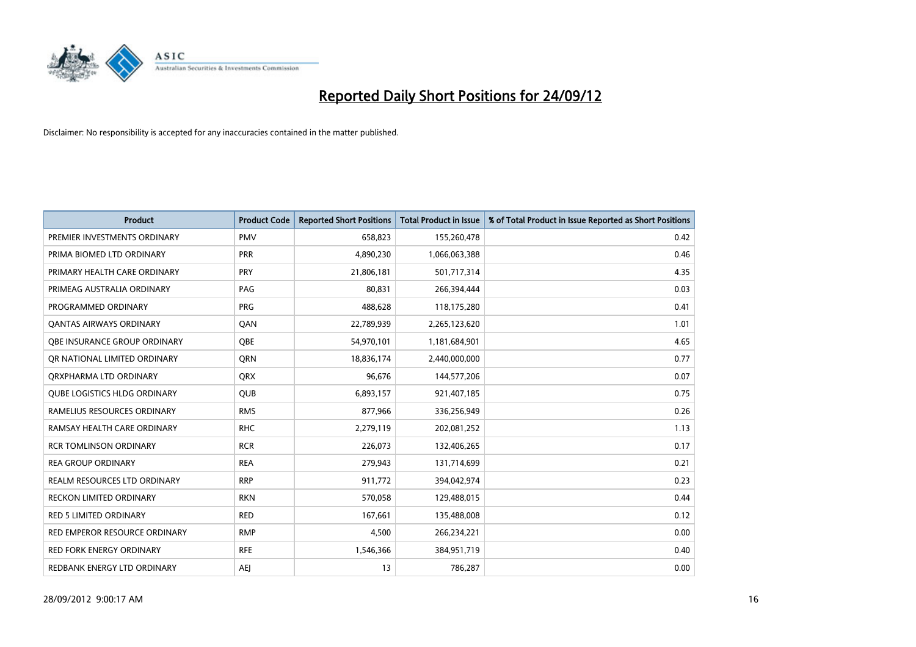# Reported Daily Short Positions for 24/09/12

Disclaimer: No responsibility is accepted for any inaccuracies contained in the matter published.

| Product | Product Code | Reported Short Positions | Total Product in Issue | % of Total Product in Issue Reported as Short Positions |
|---|---|---|---|---|
| PREMIER INVESTMENTS ORDINARY | PMV | 658,823 | 155,260,478 | 0.42 |
| PRIMA BIOMED LTD ORDINARY | PRR | 4,890,230 | 1,066,063,388 | 0.46 |
| PRIMARY HEALTH CARE ORDINARY | PRY | 21,806,181 | 501,717,314 | 4.35 |
| PRIMEAG AUSTRALIA ORDINARY | PAG | 80,831 | 266,394,444 | 0.03 |
| PROGRAMMED ORDINARY | PRG | 488,628 | 118,175,280 | 0.41 |
| QANTAS AIRWAYS ORDINARY | QAN | 22,789,939 | 2,265,123,620 | 1.01 |
| QBE INSURANCE GROUP ORDINARY | QBE | 54,970,101 | 1,181,684,901 | 4.65 |
| QR NATIONAL LIMITED ORDINARY | QRN | 18,836,174 | 2,440,000,000 | 0.77 |
| QRXPHARMA LTD ORDINARY | QRX | 96,676 | 144,577,206 | 0.07 |
| QUBE LOGISTICS HLDG ORDINARY | QUB | 6,893,157 | 921,407,185 | 0.75 |
| RAMELIUS RESOURCES ORDINARY | RMS | 877,966 | 336,256,949 | 0.26 |
| RAMSAY HEALTH CARE ORDINARY | RHC | 2,279,119 | 202,081,252 | 1.13 |
| RCR TOMLINSON ORDINARY | RCR | 226,073 | 132,406,265 | 0.17 |
| REA GROUP ORDINARY | REA | 279,943 | 131,714,699 | 0.21 |
| REALM RESOURCES LTD ORDINARY | RRP | 911,772 | 394,042,974 | 0.23 |
| RECKON LIMITED ORDINARY | RKN | 570,058 | 129,488,015 | 0.44 |
| RED 5 LIMITED ORDINARY | RED | 167,661 | 135,488,008 | 0.12 |
| RED EMPEROR RESOURCE ORDINARY | RMP | 4,500 | 266,234,221 | 0.00 |
| RED FORK ENERGY ORDINARY | RFE | 1,546,366 | 384,951,719 | 0.40 |
| REDBANK ENERGY LTD ORDINARY | AEJ | 13 | 786,287 | 0.00 |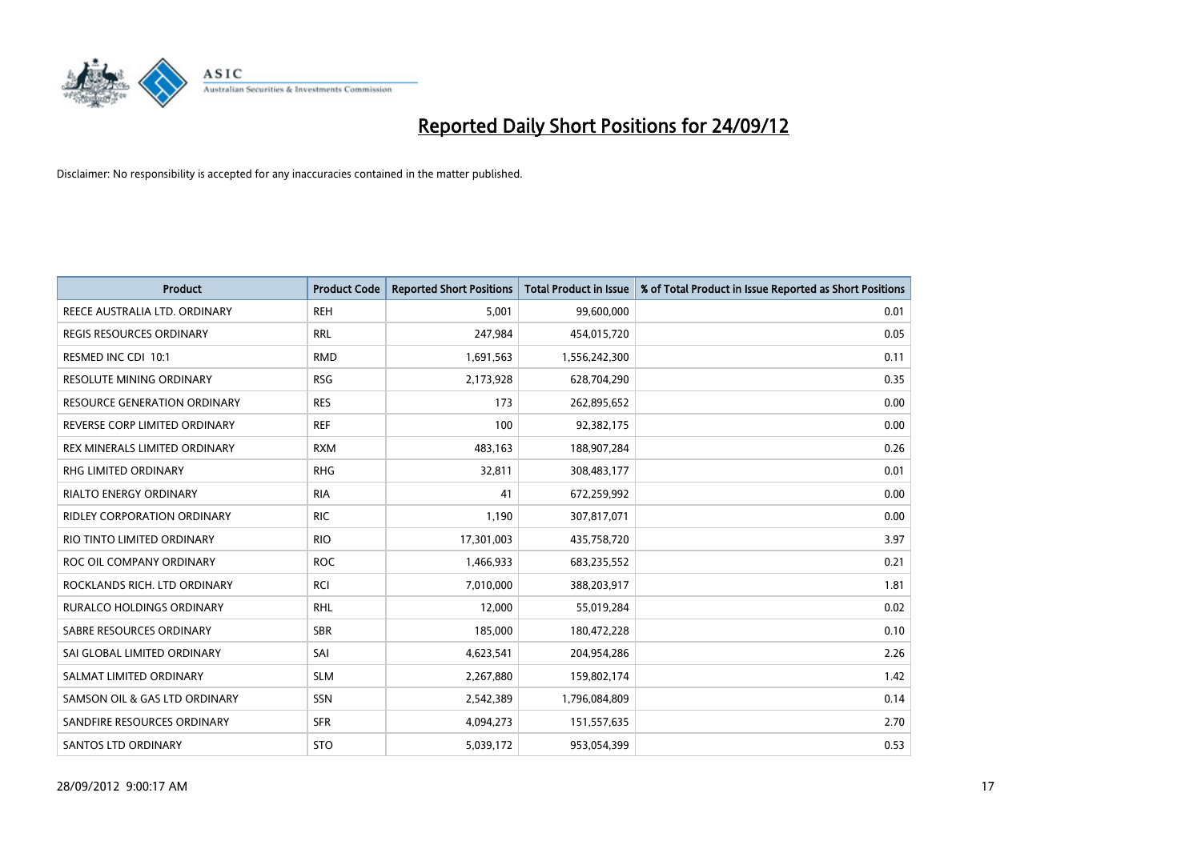# Reported Daily Short Positions for 24/09/12

Disclaimer: No responsibility is accepted for any inaccuracies contained in the matter published.

| Product | Product Code | Reported Short Positions | Total Product in Issue | % of Total Product in Issue Reported as Short Positions |
|---|---|---|---|---|
| REECE AUSTRALIA LTD. ORDINARY | REH | 5,001 | 99,600,000 | 0.01 |
| REGIS RESOURCES ORDINARY | RRL | 247,984 | 454,015,720 | 0.05 |
| RESMED INC CDI 10:1 | RMD | 1,691,563 | 1,556,242,300 | 0.11 |
| RESOLUTE MINING ORDINARY | RSG | 2,173,928 | 628,704,290 | 0.35 |
| RESOURCE GENERATION ORDINARY | RES | 173 | 262,895,652 | 0.00 |
| REVERSE CORP LIMITED ORDINARY | REF | 100 | 92,382,175 | 0.00 |
| REX MINERALS LIMITED ORDINARY | RXM | 483,163 | 188,907,284 | 0.26 |
| RHG LIMITED ORDINARY | RHG | 32,811 | 308,483,177 | 0.01 |
| RIALTO ENERGY ORDINARY | RIA | 41 | 672,259,992 | 0.00 |
| RIDLEY CORPORATION ORDINARY | RIC | 1,190 | 307,817,071 | 0.00 |
| RIO TINTO LIMITED ORDINARY | RIO | 17,301,003 | 435,758,720 | 3.97 |
| ROC OIL COMPANY ORDINARY | ROC | 1,466,933 | 683,235,552 | 0.21 |
| ROCKLANDS RICH. LTD ORDINARY | RCI | 7,010,000 | 388,203,917 | 1.81 |
| RURALCO HOLDINGS ORDINARY | RHL | 12,000 | 55,019,284 | 0.02 |
| SABRE RESOURCES ORDINARY | SBR | 185,000 | 180,472,228 | 0.10 |
| SAI GLOBAL LIMITED ORDINARY | SAI | 4,623,541 | 204,954,286 | 2.26 |
| SALMAT LIMITED ORDINARY | SLM | 2,267,880 | 159,802,174 | 1.42 |
| SAMSON OIL & GAS LTD ORDINARY | SSN | 2,542,389 | 1,796,084,809 | 0.14 |
| SANDFIRE RESOURCES ORDINARY | SFR | 4,094,273 | 151,557,635 | 2.70 |
| SANTOS LTD ORDINARY | STO | 5,039,172 | 953,054,399 | 0.53 |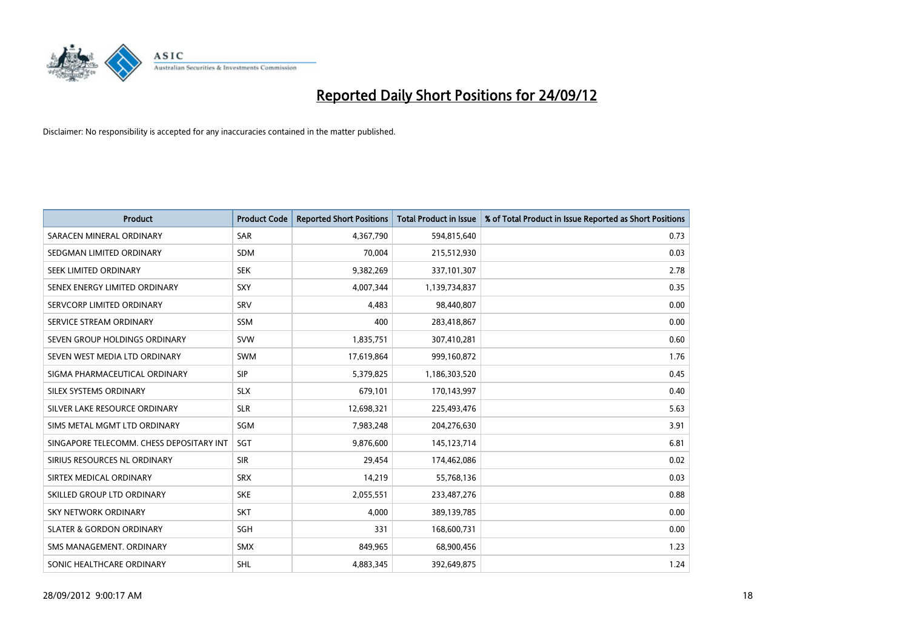# Reported Daily Short Positions for 24/09/12

Disclaimer: No responsibility is accepted for any inaccuracies contained in the matter published.

| Product | Product Code | Reported Short Positions | Total Product in Issue | % of Total Product in Issue Reported as Short Positions |
|---|---|---|---|---|
| SARACEN MINERAL ORDINARY | SAR | 4,367,790 | 594,815,640 | 0.73 |
| SEDGMAN LIMITED ORDINARY | SDM | 70,004 | 215,512,930 | 0.03 |
| SEEK LIMITED ORDINARY | SEK | 9,382,269 | 337,101,307 | 2.78 |
| SENEX ENERGY LIMITED ORDINARY | SXY | 4,007,344 | 1,139,734,837 | 0.35 |
| SERVCORP LIMITED ORDINARY | SRV | 4,483 | 98,440,807 | 0.00 |
| SERVICE STREAM ORDINARY | SSM | 400 | 283,418,867 | 0.00 |
| SEVEN GROUP HOLDINGS ORDINARY | SVW | 1,835,751 | 307,410,281 | 0.60 |
| SEVEN WEST MEDIA LTD ORDINARY | SWM | 17,619,864 | 999,160,872 | 1.76 |
| SIGMA PHARMACEUTICAL ORDINARY | SIP | 5,379,825 | 1,186,303,520 | 0.45 |
| SILEX SYSTEMS ORDINARY | SLX | 679,101 | 170,143,997 | 0.40 |
| SILVER LAKE RESOURCE ORDINARY | SLR | 12,698,321 | 225,493,476 | 5.63 |
| SIMS METAL MGMT LTD ORDINARY | SGM | 7,983,248 | 204,276,630 | 3.91 |
| SINGAPORE TELECOMM. CHESS DEPOSITARY INT | SGT | 9,876,600 | 145,123,714 | 6.81 |
| SIRIUS RESOURCES NL ORDINARY | SIR | 29,454 | 174,462,086 | 0.02 |
| SIRTEX MEDICAL ORDINARY | SRX | 14,219 | 55,768,136 | 0.03 |
| SKILLED GROUP LTD ORDINARY | SKE | 2,055,551 | 233,487,276 | 0.88 |
| SKY NETWORK ORDINARY | SKT | 4,000 | 389,139,785 | 0.00 |
| SLATER & GORDON ORDINARY | SGH | 331 | 168,600,731 | 0.00 |
| SMS MANAGEMENT. ORDINARY | SMX | 849,965 | 68,900,456 | 1.23 |
| SONIC HEALTHCARE ORDINARY | SHL | 4,883,345 | 392,649,875 | 1.24 |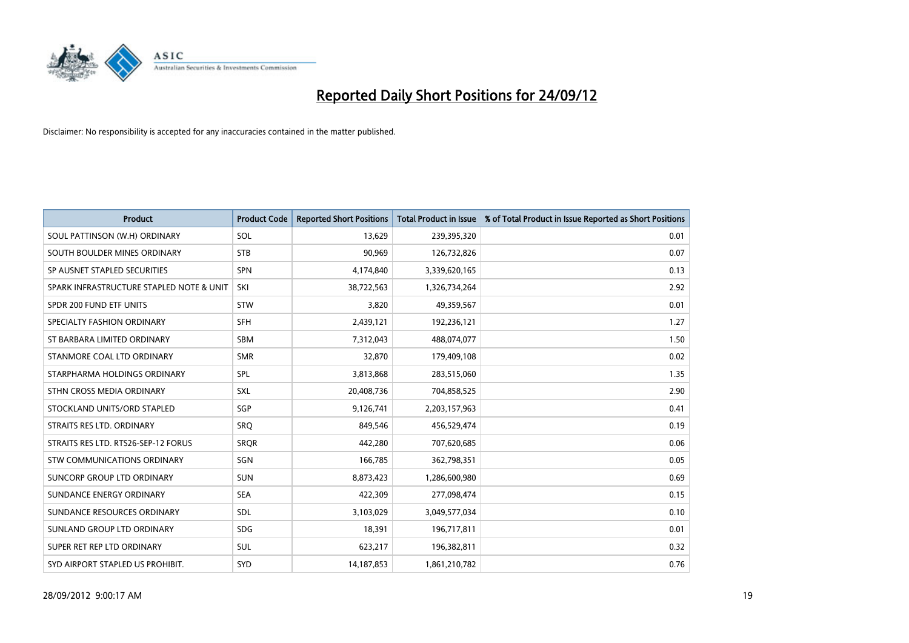# Reported Daily Short Positions for 24/09/12

Disclaimer: No responsibility is accepted for any inaccuracies contained in the matter published.

| Product | Product Code | Reported Short Positions | Total Product in Issue | % of Total Product in Issue Reported as Short Positions |
|---|---|---|---|---|
| SOUL PATTINSON (W.H) ORDINARY | SOL | 13,629 | 239,395,320 | 0.01 |
| SOUTH BOULDER MINES ORDINARY | STB | 90,969 | 126,732,826 | 0.07 |
| SP AUSNET STAPLED SECURITIES | SPN | 4,174,840 | 3,339,620,165 | 0.13 |
| SPARK INFRASTRUCTURE STAPLED NOTE & UNIT | SKI | 38,722,563 | 1,326,734,264 | 2.92 |
| SPDR 200 FUND ETF UNITS | STW | 3,820 | 49,359,567 | 0.01 |
| SPECIALTY FASHION ORDINARY | SFH | 2,439,121 | 192,236,121 | 1.27 |
| ST BARBARA LIMITED ORDINARY | SBM | 7,312,043 | 488,074,077 | 1.50 |
| STANMORE COAL LTD ORDINARY | SMR | 32,870 | 179,409,108 | 0.02 |
| STARPHARMA HOLDINGS ORDINARY | SPL | 3,813,868 | 283,515,060 | 1.35 |
| STHN CROSS MEDIA ORDINARY | SXL | 20,408,736 | 704,858,525 | 2.90 |
| STOCKLAND UNITS/ORD STAPLED | SGP | 9,126,741 | 2,203,157,963 | 0.41 |
| STRAITS RES LTD. ORDINARY | SRQ | 849,546 | 456,529,474 | 0.19 |
| STRAITS RES LTD. RTS26-SEP-12 FORUS | SRQR | 442,280 | 707,620,685 | 0.06 |
| STW COMMUNICATIONS ORDINARY | SGN | 166,785 | 362,798,351 | 0.05 |
| SUNCORP GROUP LTD ORDINARY | SUN | 8,873,423 | 1,286,600,980 | 0.69 |
| SUNDANCE ENERGY ORDINARY | SEA | 422,309 | 277,098,474 | 0.15 |
| SUNDANCE RESOURCES ORDINARY | SDL | 3,103,029 | 3,049,577,034 | 0.10 |
| SUNLAND GROUP LTD ORDINARY | SDG | 18,391 | 196,717,811 | 0.01 |
| SUPER RET REP LTD ORDINARY | SUL | 623,217 | 196,382,811 | 0.32 |
| SYD AIRPORT STAPLED US PROHIBIT. | SYD | 14,187,853 | 1,861,210,782 | 0.76 |

28/09/2012 9:00:17 AM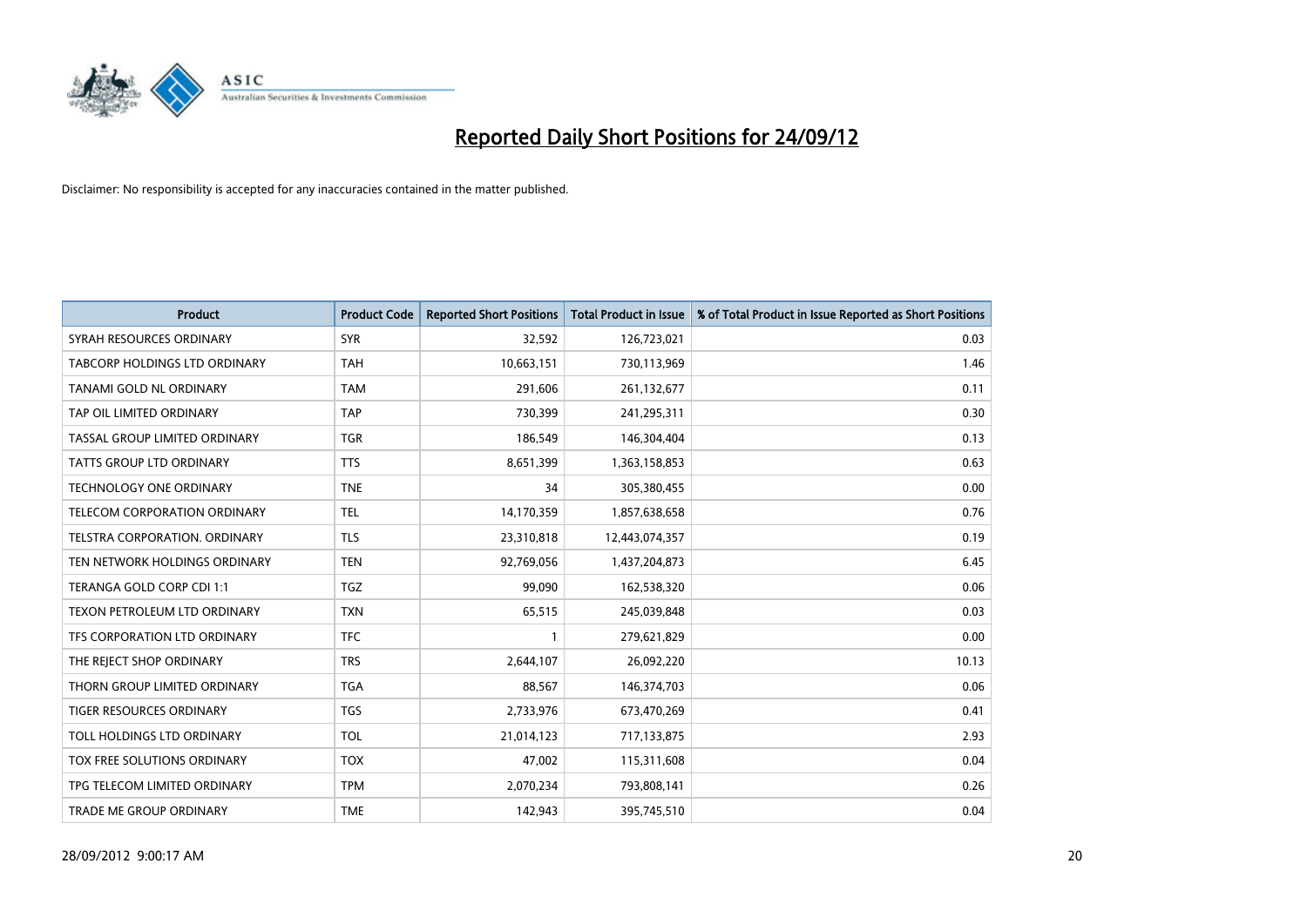# Reported Daily Short Positions for 24/09/12

Disclaimer: No responsibility is accepted for any inaccuracies contained in the matter published.

| Product | Product Code | Reported Short Positions | Total Product in Issue | % of Total Product in Issue Reported as Short Positions |
|---|---|---|---|---|
| SYRAH RESOURCES ORDINARY | SYR | 32,592 | 126,723,021 | 0.03 |
| TABCORP HOLDINGS LTD ORDINARY | TAH | 10,663,151 | 730,113,969 | 1.46 |
| TANAMI GOLD NL ORDINARY | TAM | 291,606 | 261,132,677 | 0.11 |
| TAP OIL LIMITED ORDINARY | TAP | 730,399 | 241,295,311 | 0.30 |
| TASSAL GROUP LIMITED ORDINARY | TGR | 186,549 | 146,304,404 | 0.13 |
| TATTS GROUP LTD ORDINARY | TTS | 8,651,399 | 1,363,158,853 | 0.63 |
| TECHNOLOGY ONE ORDINARY | TNE | 34 | 305,380,455 | 0.00 |
| TELECOM CORPORATION ORDINARY | TEL | 14,170,359 | 1,857,638,658 | 0.76 |
| TELSTRA CORPORATION. ORDINARY | TLS | 23,310,818 | 12,443,074,357 | 0.19 |
| TEN NETWORK HOLDINGS ORDINARY | TEN | 92,769,056 | 1,437,204,873 | 6.45 |
| TERANGA GOLD CORP CDI 1:1 | TGZ | 99,090 | 162,538,320 | 0.06 |
| TEXON PETROLEUM LTD ORDINARY | TXN | 65,515 | 245,039,848 | 0.03 |
| TFS CORPORATION LTD ORDINARY | TFC | 1 | 279,621,829 | 0.00 |
| THE REJECT SHOP ORDINARY | TRS | 2,644,107 | 26,092,220 | 10.13 |
| THORN GROUP LIMITED ORDINARY | TGA | 88,567 | 146,374,703 | 0.06 |
| TIGER RESOURCES ORDINARY | TGS | 2,733,976 | 673,470,269 | 0.41 |
| TOLL HOLDINGS LTD ORDINARY | TOL | 21,014,123 | 717,133,875 | 2.93 |
| TOX FREE SOLUTIONS ORDINARY | TOX | 47,002 | 115,311,608 | 0.04 |
| TPG TELECOM LIMITED ORDINARY | TPM | 2,070,234 | 793,808,141 | 0.26 |
| TRADE ME GROUP ORDINARY | TME | 142,943 | 395,745,510 | 0.04 |

28/09/2012 9:00:17 AM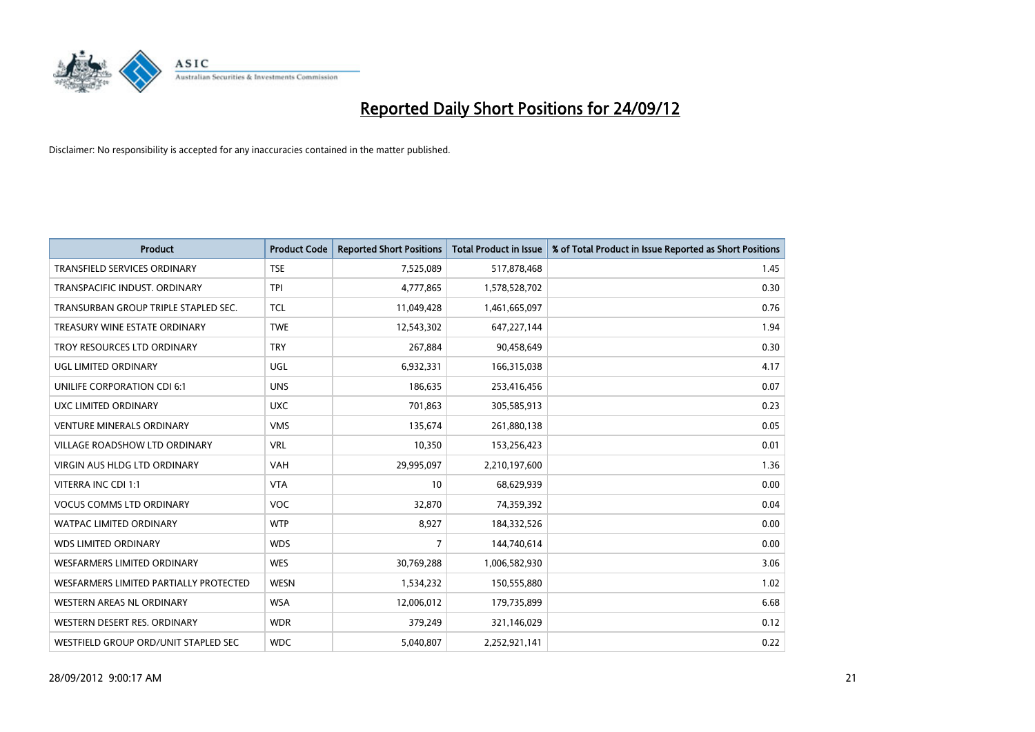# Reported Daily Short Positions for 24/09/12

Disclaimer: No responsibility is accepted for any inaccuracies contained in the matter published.

| Product | Product Code | Reported Short Positions | Total Product in Issue | % of Total Product in Issue Reported as Short Positions |
|---|---|---|---|---|
| TRANSFIELD SERVICES ORDINARY | TSE | 7,525,089 | 517,878,468 | 1.45 |
| TRANSPACIFIC INDUST. ORDINARY | TPI | 4,777,865 | 1,578,528,702 | 0.30 |
| TRANSURBAN GROUP TRIPLE STAPLED SEC. | TCL | 11,049,428 | 1,461,665,097 | 0.76 |
| TREASURY WINE ESTATE ORDINARY | TWE | 12,543,302 | 647,227,144 | 1.94 |
| TROY RESOURCES LTD ORDINARY | TRY | 267,884 | 90,458,649 | 0.30 |
| UGL LIMITED ORDINARY | UGL | 6,932,331 | 166,315,038 | 4.17 |
| UNILIFE CORPORATION CDI 6:1 | UNS | 186,635 | 253,416,456 | 0.07 |
| UXC LIMITED ORDINARY | UXC | 701,863 | 305,585,913 | 0.23 |
| VENTURE MINERALS ORDINARY | VMS | 135,674 | 261,880,138 | 0.05 |
| VILLAGE ROADSHOW LTD ORDINARY | VRL | 10,350 | 153,256,423 | 0.01 |
| VIRGIN AUS HLDG LTD ORDINARY | VAH | 29,995,097 | 2,210,197,600 | 1.36 |
| VITERRA INC CDI 1:1 | VTA | 10 | 68,629,939 | 0.00 |
| VOCUS COMMS LTD ORDINARY | VOC | 32,870 | 74,359,392 | 0.04 |
| WATPAC LIMITED ORDINARY | WTP | 8,927 | 184,332,526 | 0.00 |
| WDS LIMITED ORDINARY | WDS | 7 | 144,740,614 | 0.00 |
| WESFARMERS LIMITED ORDINARY | WES | 30,769,288 | 1,006,582,930 | 3.06 |
| WESFARMERS LIMITED PARTIALLY PROTECTED | WESN | 1,534,232 | 150,555,880 | 1.02 |
| WESTERN AREAS NL ORDINARY | WSA | 12,006,012 | 179,735,899 | 6.68 |
| WESTERN DESERT RES. ORDINARY | WDR | 379,249 | 321,146,029 | 0.12 |
| WESTFIELD GROUP ORD/UNIT STAPLED SEC | WDC | 5,040,807 | 2,252,921,141 | 0.22 |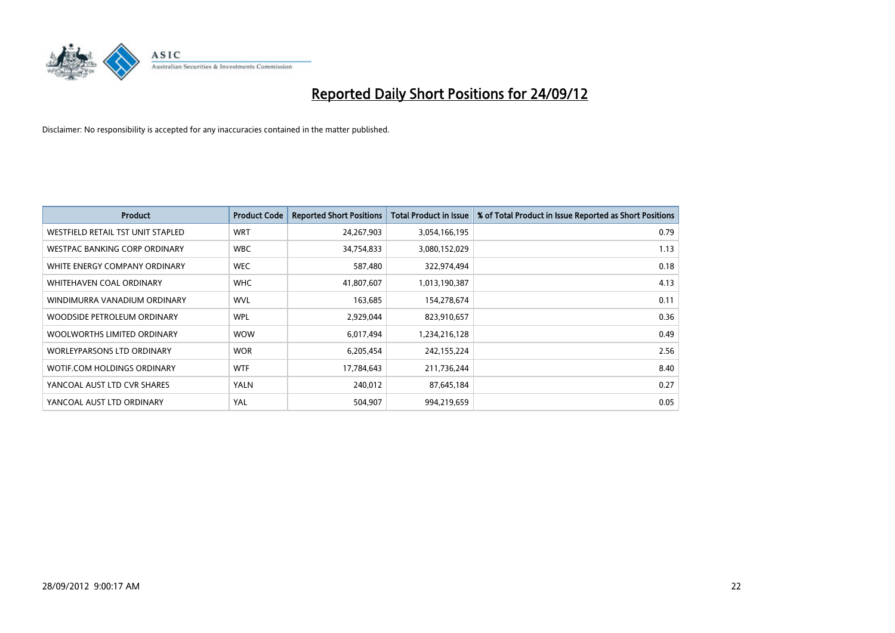# Reported Daily Short Positions for 24/09/12

Disclaimer: No responsibility is accepted for any inaccuracies contained in the matter published.

| Product | Product Code | Reported Short Positions | Total Product in Issue | % of Total Product in Issue Reported as Short Positions |
|---|---|---|---|---|
| WESTFIELD RETAIL TST UNIT STAPLED | WRT | 24,267,903 | 3,054,166,195 | 0.79 |
| WESTPAC BANKING CORP ORDINARY | WBC | 34,754,833 | 3,080,152,029 | 1.13 |
| WHITE ENERGY COMPANY ORDINARY | WEC | 587,480 | 322,974,494 | 0.18 |
| WHITEHAVEN COAL ORDINARY | WHC | 41,807,607 | 1,013,190,387 | 4.13 |
| WINDIMURRA VANADIUM ORDINARY | WVL | 163,685 | 154,278,674 | 0.11 |
| WOODSIDE PETROLEUM ORDINARY | WPL | 2,929,044 | 823,910,657 | 0.36 |
| WOOLWORTHS LIMITED ORDINARY | WOW | 6,017,494 | 1,234,216,128 | 0.49 |
| WORLEYPARSONS LTD ORDINARY | WOR | 6,205,454 | 242,155,224 | 2.56 |
| WOTIF.COM HOLDINGS ORDINARY | WTF | 17,784,643 | 211,736,244 | 8.40 |
| YANCOAL AUST LTD CVR SHARES | YALN | 240,012 | 87,645,184 | 0.27 |
| YANCOAL AUST LTD ORDINARY | YAL | 504,907 | 994,219,659 | 0.05 |

28/09/2012 9:00:17 AM